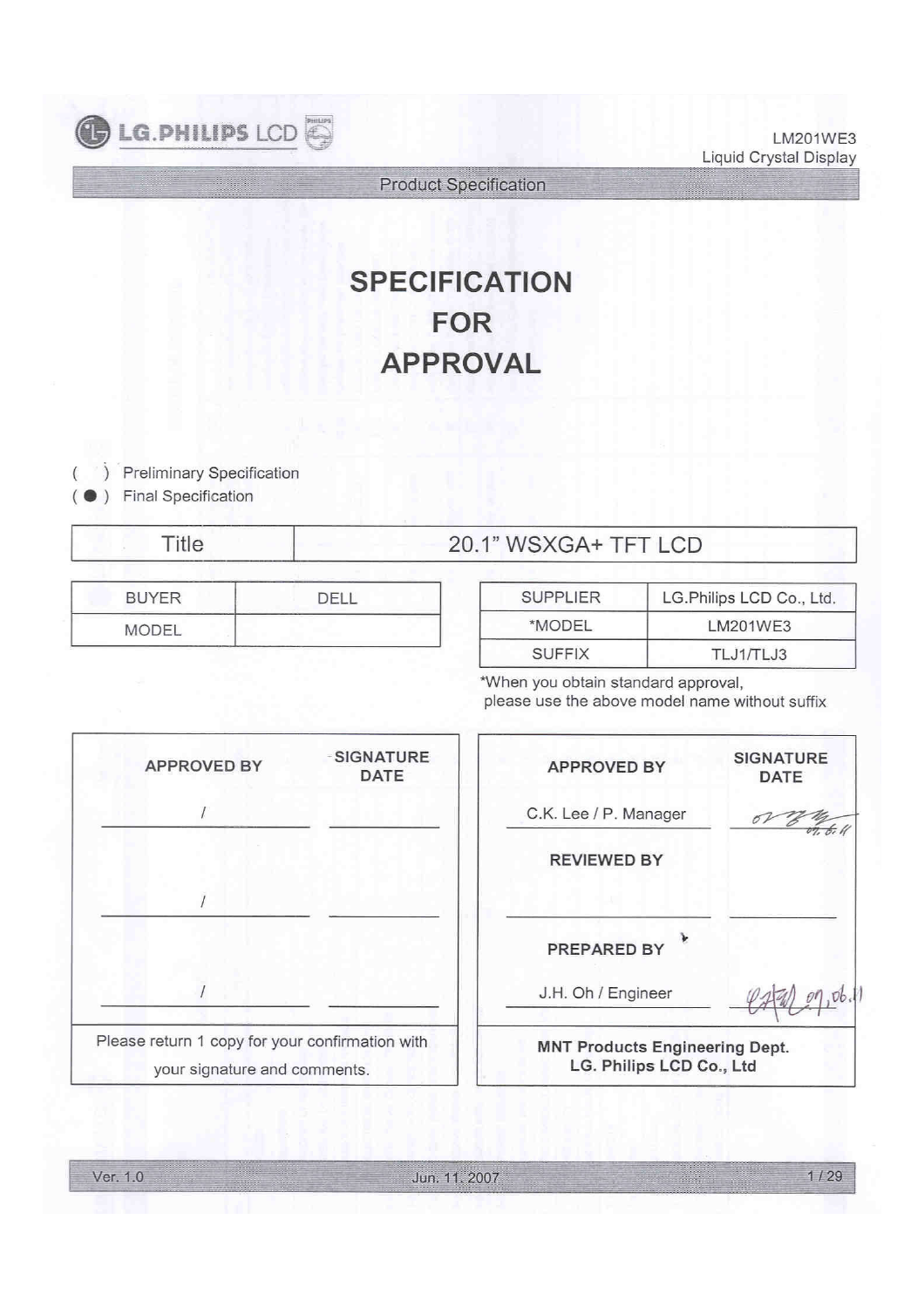# SPECIFICATION FOR APPROVAL

( ) Preliminary Specification
( ● ) Final Specification

| Title | 20.1" WSXGA+ TFT LCD |
|---|---|

| BUYER | DELL |
|---|---|
| MODEL | |

| SUPPLIER | LG.Philips LCD Co., Ltd. |
|---|---|
| *MODEL | LM201WE3 |
| SUFFIX | TLJ1/TLJ3 |

*When you obtain standard approval, please use the above model name without suffix

| APPROVED BY | SIGNATURE DATE |
|---|---|
| / | |
| / | |
| / | |

Please return 1 copy for your confirmation with your signature and comments.

| APPROVED BY | SIGNATURE DATE |
|---|---|
| C.K. Lee / P. Manager | 07.6.11 |
| **REVIEWED BY** | |
| | |
| **PREPARED BY** | |
| J.H. Oh / Engineer | 07.06.11 |

**MNT Products Engineering Dept.**
**LG. Philips LCD Co., Ltd**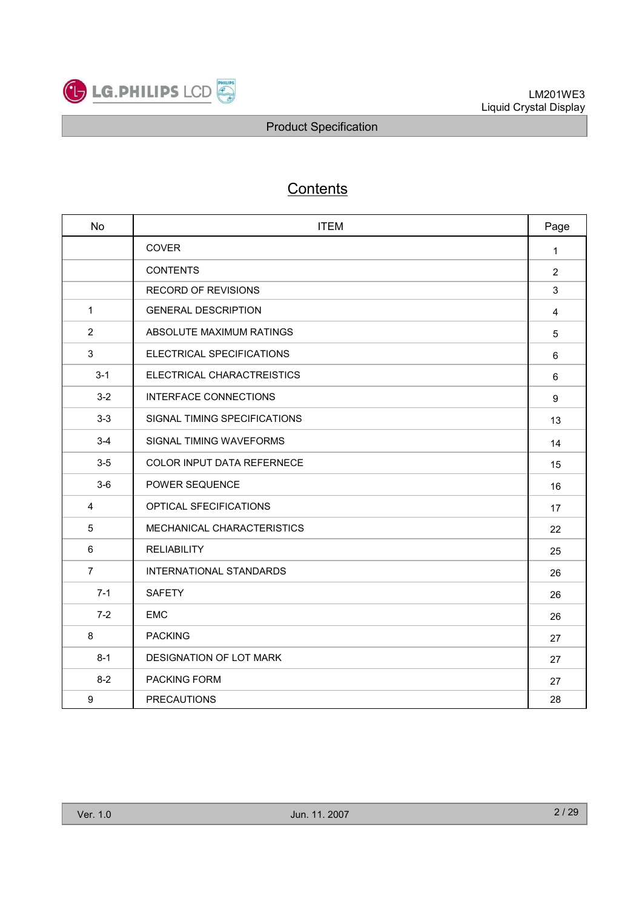# Contents

| No | ITEM | Page |
|---|---|---|
| | COVER | 1 |
| | CONTENTS | 2 |
| | RECORD OF REVISIONS | 3 |
| 1 | GENERAL DESCRIPTION | 4 |
| 2 | ABSOLUTE MAXIMUM RATINGS | 5 |
| 3 | ELECTRICAL SPECIFICATIONS | 6 |
| 3-1 | ELECTRICAL CHARACTREISTICS | 6 |
| 3-2 | INTERFACE CONNECTIONS | 9 |
| 3-3 | SIGNAL TIMING SPECIFICATIONS | 13 |
| 3-4 | SIGNAL TIMING WAVEFORMS | 14 |
| 3-5 | COLOR INPUT DATA REFERNECE | 15 |
| 3-6 | POWER SEQUENCE | 16 |
| 4 | OPTICAL SFECIFICATIONS | 17 |
| 5 | MECHANICAL CHARACTERISTICS | 22 |
| 6 | RELIABILITY | 25 |
| 7 | INTERNATIONAL STANDARDS | 26 |
| 7-1 | SAFETY | 26 |
| 7-2 | EMC | 26 |
| 8 | PACKING | 27 |
| 8-1 | DESIGNATION OF LOT MARK | 27 |
| 8-2 | PACKING FORM | 27 |
| 9 | PRECAUTIONS | 28 |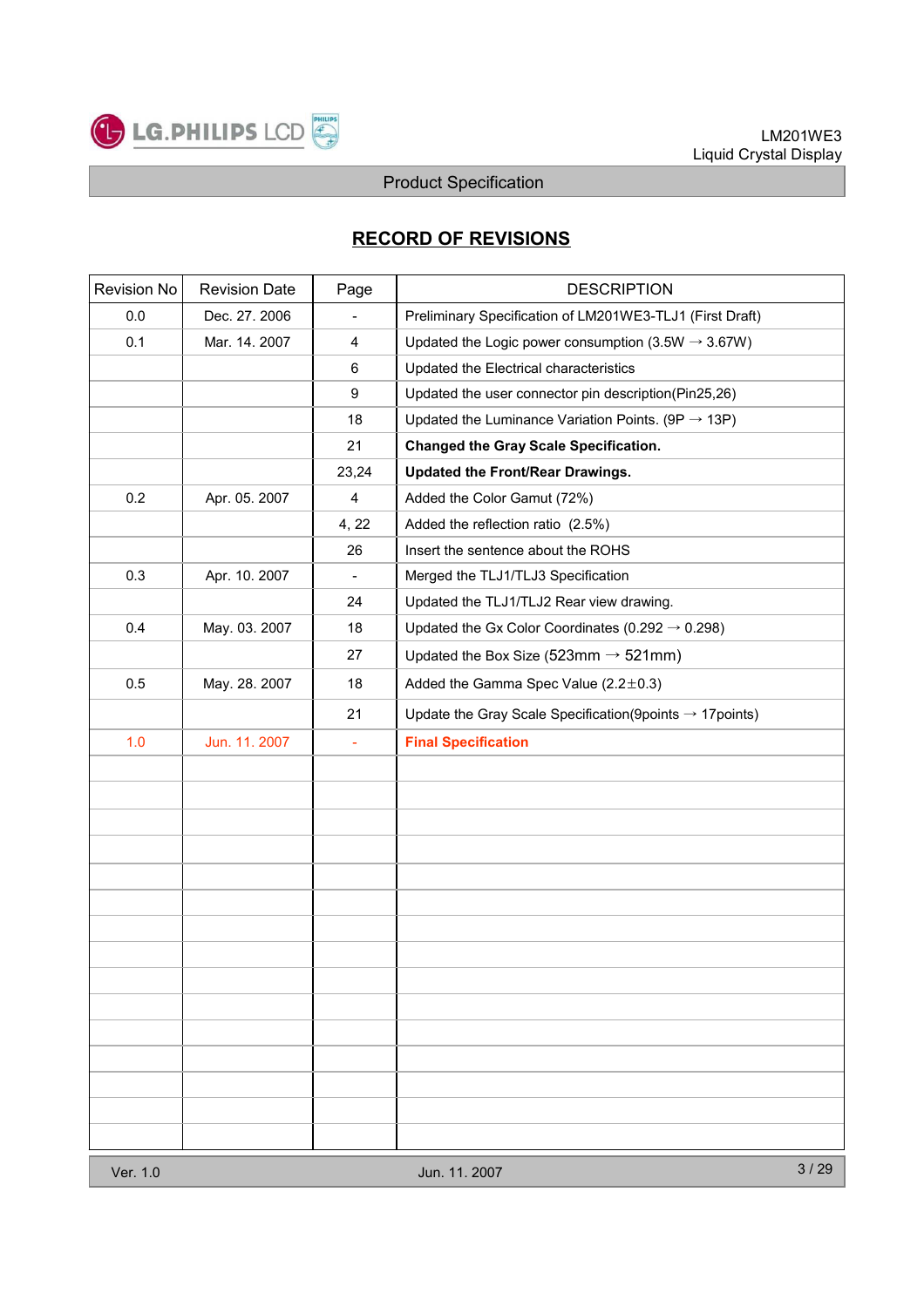# RECORD OF REVISIONS

| Revision No | Revision Date | Page | DESCRIPTION |
|---|---|---|---|
| 0.0 | Dec. 27. 2006 | - | Preliminary Specification of LM201WE3-TLJ1 (First Draft) |
| 0.1 | Mar. 14. 2007 | 4 | Updated the Logic power consumption (3.5W → 3.67W) |
| | | 6 | Updated the Electrical characteristics |
| | | 9 | Updated the user connector pin description(Pin25,26) |
| | | 18 | Updated the Luminance Variation Points. (9P → 13P) |
| | | 21 | **Changed the Gray Scale Specification.** |
| | | 23,24 | **Updated the Front/Rear Drawings.** |
| 0.2 | Apr. 05. 2007 | 4 | Added the Color Gamut (72%) |
| | | 4, 22 | Added the reflection ratio (2.5%) |
| | | 26 | Insert the sentence about the ROHS |
| 0.3 | Apr. 10. 2007 | - | Merged the TLJ1/TLJ3 Specification |
| | | 24 | Updated the TLJ1/TLJ2 Rear view drawing. |
| 0.4 | May. 03. 2007 | 18 | Updated the Gx Color Coordinates (0.292 → 0.298) |
| | | 27 | Updated the Box Size (523mm → 521mm) |
| 0.5 | May. 28. 2007 | 18 | Added the Gamma Spec Value (2.2±0.3) |
| | | 21 | Update the Gray Scale Specification(9points → 17points) |
| 1.0 | Jun. 11. 2007 | - | **Final Specification** |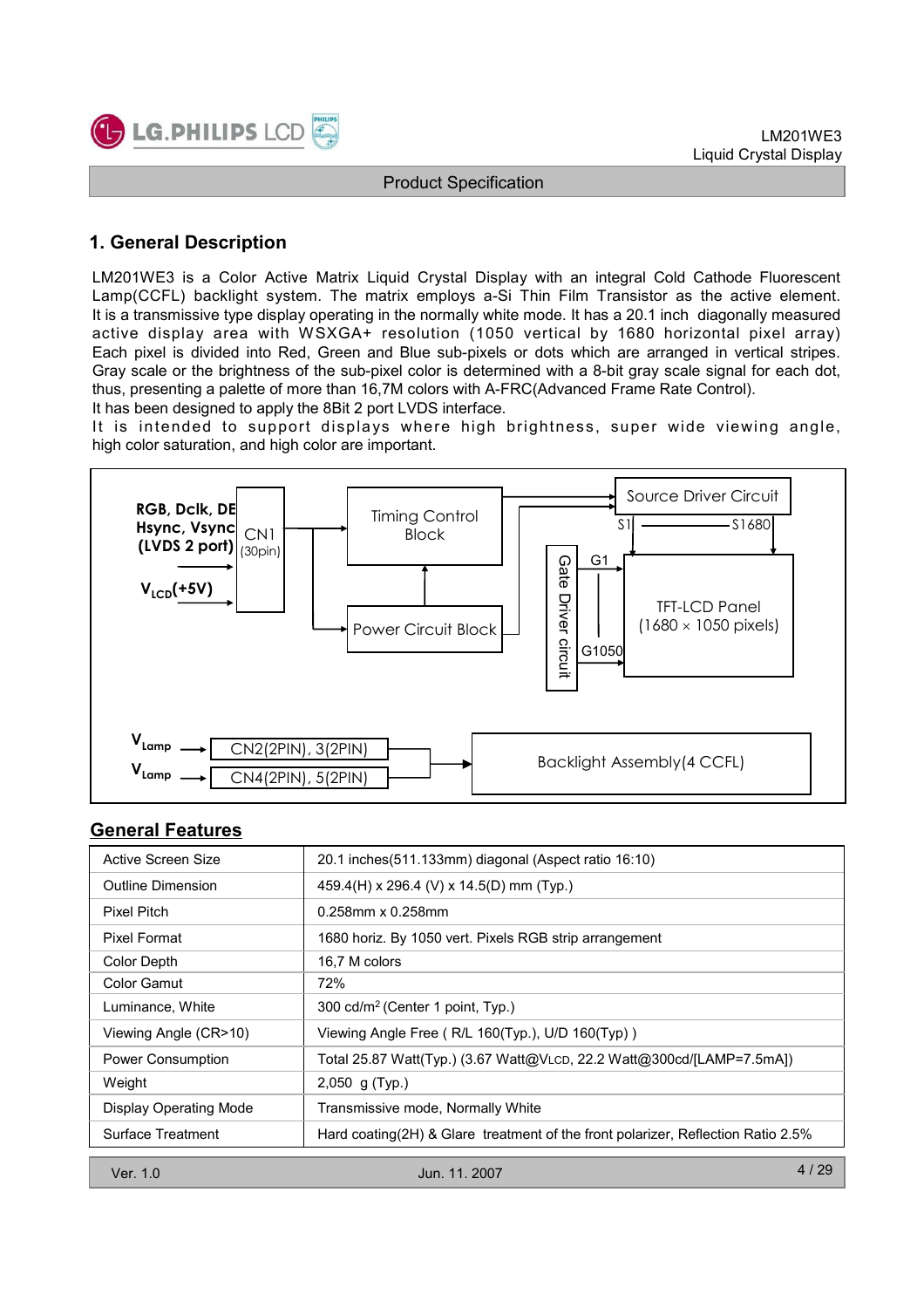## 1. General Description

LM201WE3 is a Color Active Matrix Liquid Crystal Display with an integral Cold Cathode Fluorescent Lamp(CCFL) backlight system. The matrix employs a-Si Thin Film Transistor as the active element. It is a transmissive type display operating in the normally white mode. It has a 20.1 inch diagonally measured active display area with WSXGA+ resolution (1050 vertical by 1680 horizontal pixel array) Each pixel is divided into Red, Green and Blue sub-pixels or dots which are arranged in vertical stripes. Gray scale or the brightness of the sub-pixel color is determined with a 8-bit gray scale signal for each dot, thus, presenting a palette of more than 16,7M colors with A-FRC(Advanced Frame Rate Control).
It has been designed to apply the 8Bit 2 port LVDS interface.
It is intended to support displays where high brightness, super wide viewing angle, high color saturation, and high color are important.

RGB, Dclk, DE
Hsync, Vsync
(LVDS 2 port)

$V_{LCD}$(+5V)

CN1 (30pin)

Timing Control Block

Power Circuit Block

Source Driver Circuit

S1 — S1680

Gate Driver circuit

G1 — G1050

TFT-LCD Panel (1680 × 1050 pixels)

$V_{Lamp}$ → CN2(2PIN), 3(2PIN)

$V_{Lamp}$ → CN4(2PIN), 5(2PIN)

Backlight Assembly(4 CCFL)

## General Features

| | |
|---|---|
| Active Screen Size | 20.1 inches(511.133mm) diagonal (Aspect ratio 16:10) |
| Outline Dimension | 459.4(H) x 296.4 (V) x 14.5(D) mm (Typ.) |
| Pixel Pitch | 0.258mm x 0.258mm |
| Pixel Format | 1680 horiz. By 1050 vert. Pixels RGB strip arrangement |
| Color Depth | 16,7 M colors |
| Color Gamut | 72% |
| Luminance, White | 300 cd/m$^2$ (Center 1 point, Typ.) |
| Viewing Angle (CR>10) | Viewing Angle Free ( R/L 160(Typ.), U/D 160(Typ) ) |
| Power Consumption | Total 25.87 Watt(Typ.) (3.67 Watt@$V_{LCD}$, 22.2 Watt@300cd/[LAMP=7.5mA]) |
| Weight | 2,050 g (Typ.) |
| Display Operating Mode | Transmissive mode, Normally White |
| Surface Treatment | Hard coating(2H) & Glare treatment of the front polarizer, Reflection Ratio 2.5% |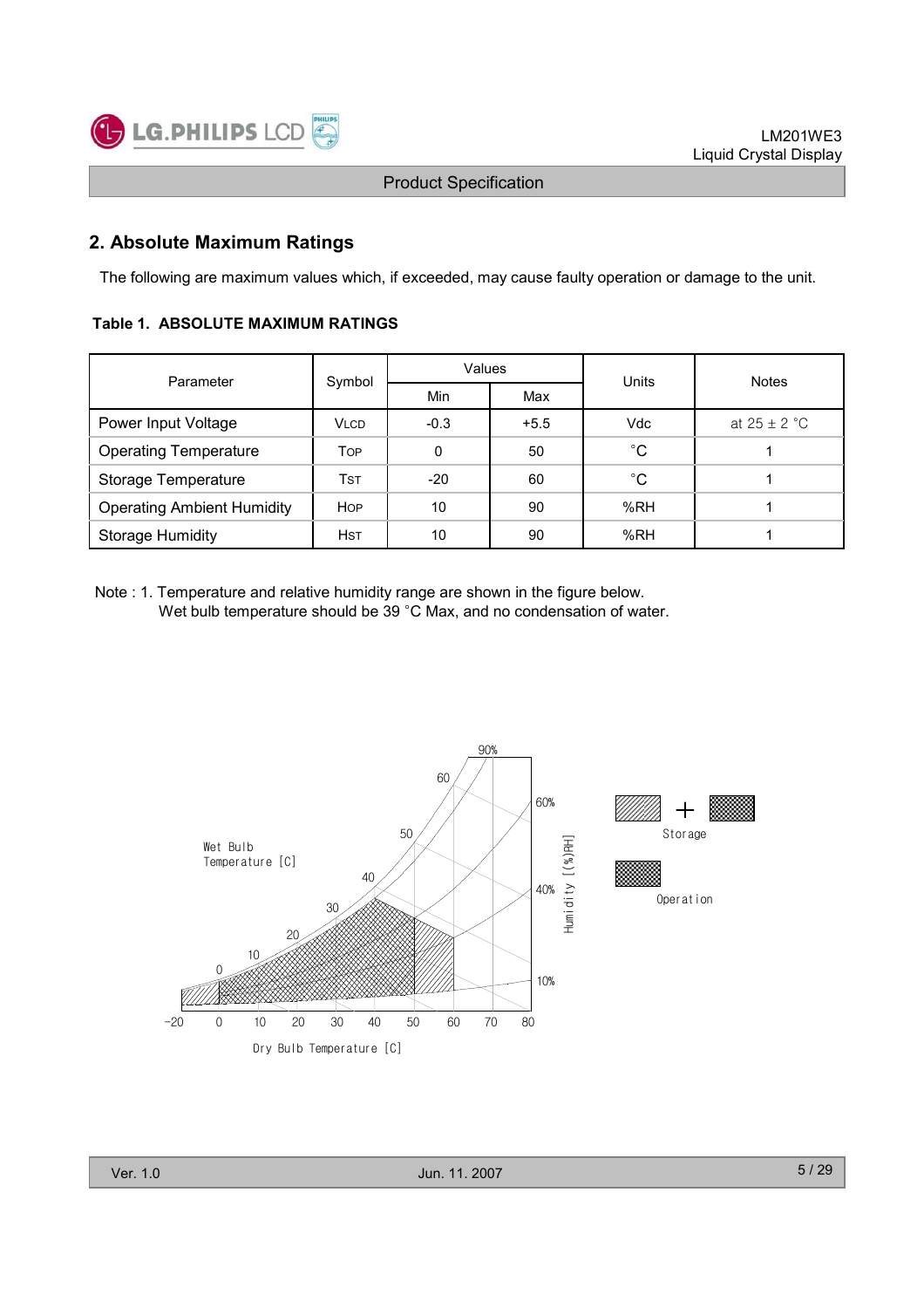## 2. Absolute Maximum Ratings

The following are maximum values which, if exceeded, may cause faulty operation or damage to the unit.

**Table 1. ABSOLUTE MAXIMUM RATINGS**

| Parameter | Symbol | Values | | Units | Notes |
|---|---|---|---|---|---|
| | | Min | Max | | |
| Power Input Voltage | VLCD | -0.3 | +5.5 | Vdc | at 25 ± 2 °C |
| Operating Temperature | TOP | 0 | 50 | °C | 1 |
| Storage Temperature | TST | -20 | 60 | °C | 1 |
| Operating Ambient Humidity | HOP | 10 | 90 | %RH | 1 |
| Storage Humidity | HST | 10 | 90 | %RH | 1 |

Note : 1. Temperature and relative humidity range are shown in the figure below.
Wet bulb temperature should be 39 °C Max, and no condensation of water.

Wet Bulb Temperature [C]

Dry Bulb Temperature [C]

Humidity [(%)RH]

Storage

Operation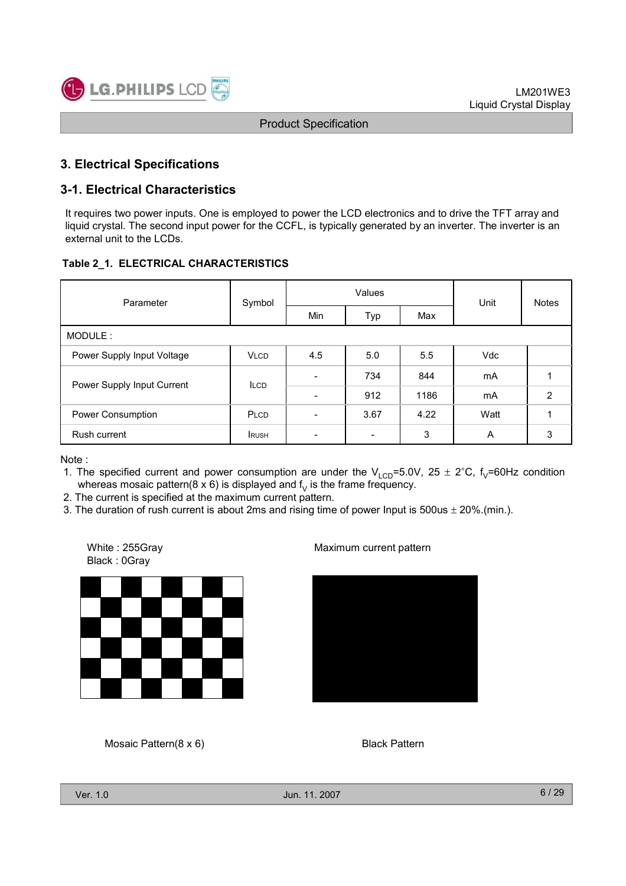## 3. Electrical Specifications

### 3-1. Electrical Characteristics

It requires two power inputs. One is employed to power the LCD electronics and to drive the TFT array and liquid crystal. The second input power for the CCFL, is typically generated by an inverter. The inverter is an external unit to the LCDs.

**Table 2_1. ELECTRICAL CHARACTERISTICS**

| Parameter | Symbol | Values | | | Unit | Notes |
|---|---|---|---|---|---|---|
| | | Min | Typ | Max | | |
| MODULE : | | | | | | |
| Power Supply Input Voltage | $V_{LCD}$ | 4.5 | 5.0 | 5.5 | Vdc | |
| Power Supply Input Current | $I_{LCD}$ | - | 734 | 844 | mA | 1 |
| | | - | 912 | 1186 | mA | 2 |
| Power Consumption | $P_{LCD}$ | - | 3.67 | 4.22 | Watt | 1 |
| Rush current | $I_{RUSH}$ | - | - | 3 | A | 3 |

Note :
1. The specified current and power consumption are under the $V_{LCD}$=5.0V, 25 ± 2°C, $f_V$=60Hz condition whereas mosaic pattern(8 x 6) is displayed and $f_V$ is the frame frequency.
2. The current is specified at the maximum current pattern.
3. The duration of rush current is about 2ms and rising time of power Input is 500us ± 20%.(min.).

White : 255Gray
Black : 0Gray

Maximum current pattern

Mosaic Pattern(8 x 6)

Black Pattern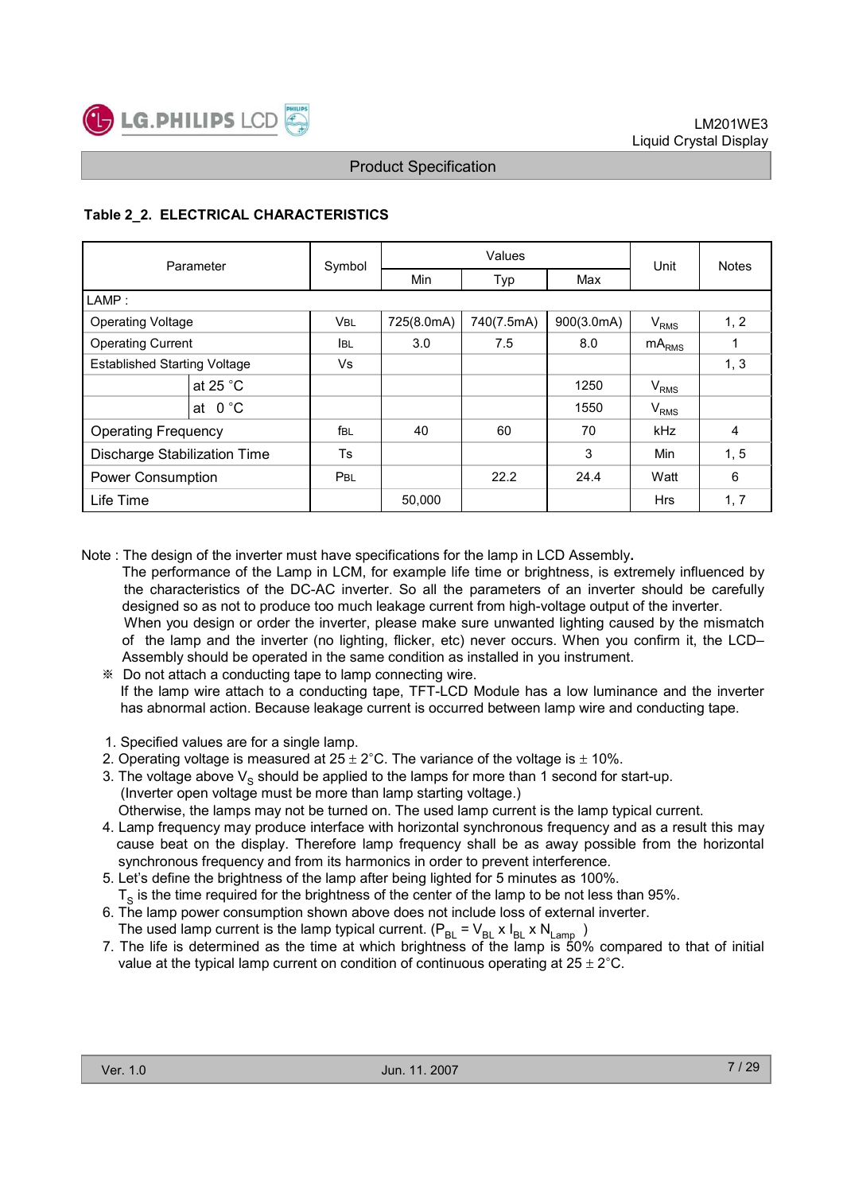### Table 2_2. ELECTRICAL CHARACTERISTICS

| Parameter | | Symbol | Values | | | Unit | Notes |
|---|---|---|---|---|---|---|---|
| | | | Min | Typ | Max | | |
| LAMP : | | | | | | | |
| Operating Voltage | | $V_{BL}$ | 725(8.0mA) | 740(7.5mA) | 900(3.0mA) | $V_{RMS}$ | 1, 2 |
| Operating Current | | $I_{BL}$ | 3.0 | 7.5 | 8.0 | $mA_{RMS}$ | 1 |
| Established Starting Voltage | | Vs | | | | | 1, 3 |
| | at 25 °C | | | | 1250 | $V_{RMS}$ | |
| | at 0 °C | | | | 1550 | $V_{RMS}$ | |
| Operating Frequency | | $f_{BL}$ | 40 | 60 | 70 | kHz | 4 |
| Discharge Stabilization Time | | Ts | | | 3 | Min | 1, 5 |
| Power Consumption | | $P_{BL}$ | | 22.2 | 24.4 | Watt | 6 |
| Life Time | | | 50,000 | | | Hrs | 1, 7 |

Note : **The design of the inverter must have specifications for the lamp in LCD Assembly.**
The performance of the Lamp in LCM, for example life time or brightness, is extremely influenced by the characteristics of the DC-AC inverter. So all the parameters of an inverter should be carefully designed so as not to produce too much leakage current from high-voltage output of the inverter.
When you design or order the inverter, please make sure unwanted lighting caused by the mismatch of the lamp and the inverter (no lighting, flicker, etc) never occurs. When you confirm it, the LCD–Assembly should be operated in the same condition as installed in you instrument.

※ Do not attach a conducting tape to lamp connecting wire.
If the lamp wire attach to a conducting tape, TFT-LCD Module has a low luminance and the inverter has abnormal action. Because leakage current is occurred between lamp wire and conducting tape.

1. Specified values are for a single lamp.
2. Operating voltage is measured at 25 ± 2°C. The variance of the voltage is ± 10%.
3. The voltage above $V_S$ should be applied to the lamps for more than 1 second for start-up.
   (Inverter open voltage must be more than lamp starting voltage.)
   Otherwise, the lamps may not be turned on. The used lamp current is the lamp typical current.
4. Lamp frequency may produce interface with horizontal synchronous frequency and as a result this may cause beat on the display. Therefore lamp frequency shall be as away possible from the horizontal synchronous frequency and from its harmonics in order to prevent interference.
5. Let's define the brightness of the lamp after being lighted for 5 minutes as 100%.
   $T_S$ is the time required for the brightness of the center of the lamp to be not less than 95%.
6. The lamp power consumption shown above does not include loss of external inverter.
   The used lamp current is the lamp typical current. ($P_{BL} = V_{BL} \times I_{BL} \times N_{Lamp}$ )
7. The life is determined as the time at which brightness of the lamp is 50% compared to that of initial value at the typical lamp current on condition of continuous operating at 25 ± 2°C.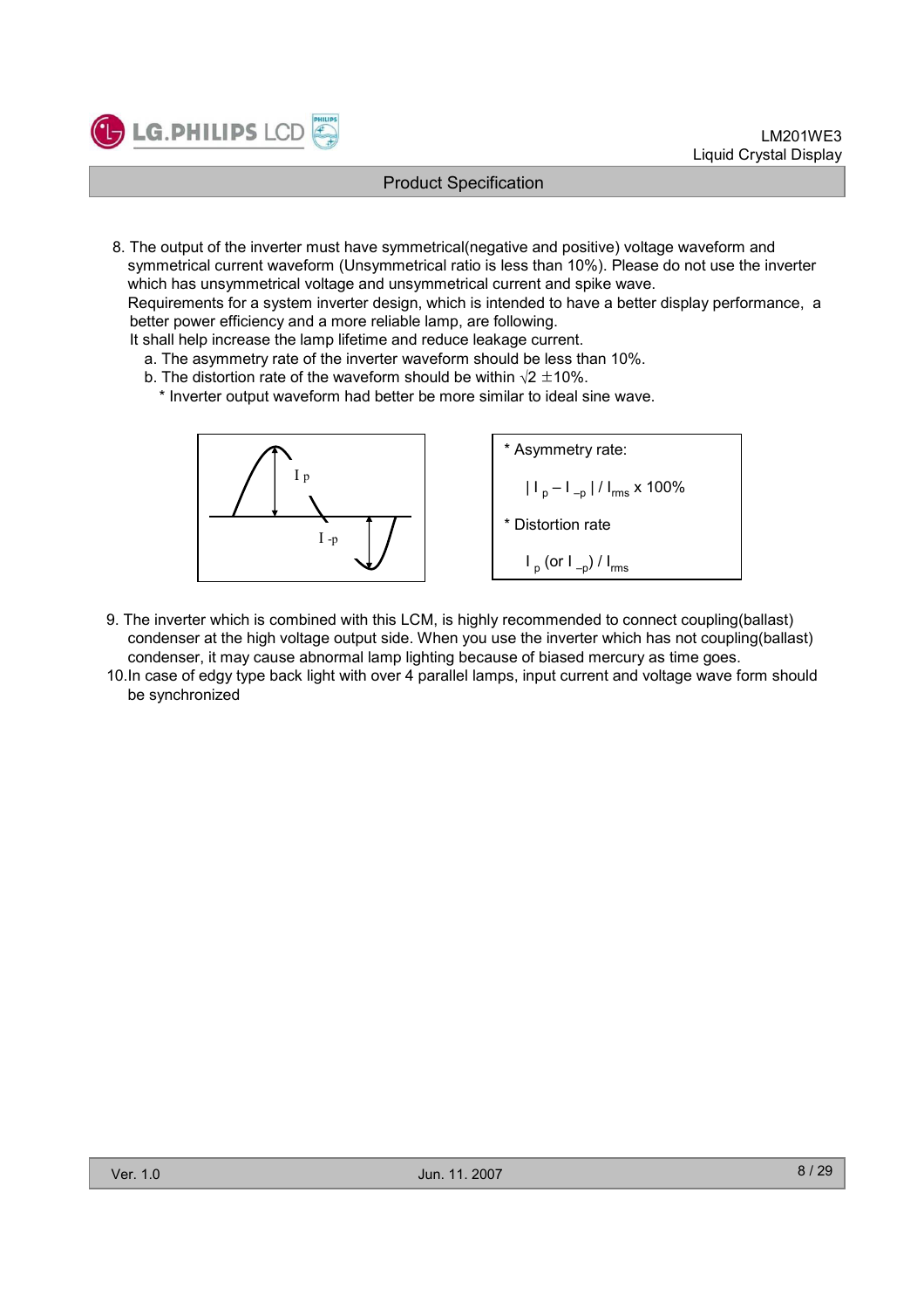8. The output of the inverter must have symmetrical(negative and positive) voltage waveform and symmetrical current waveform (Unsymmetrical ratio is less than 10%). Please do not use the inverter which has unsymmetrical voltage and unsymmetrical current and spike wave.
   Requirements for a system inverter design, which is intended to have a better display performance, a better power efficiency and a more reliable lamp, are following.
   It shall help increase the lamp lifetime and reduce leakage current.
   a. The asymmetry rate of the inverter waveform should be less than 10%.
   b. The distortion rate of the waveform should be within $\sqrt{2}$ ±10%.
      * Inverter output waveform had better be more similar to ideal sine wave.

$I_p$

$I_{-p}$

* Asymmetry rate:

  $| I_p – I_{-p} | / I_{rms}$ x 100%

* Distortion rate

  $I_p$ (or $I_{-p}$) / $I_{rms}$

9. The inverter which is combined with this LCM, is highly recommended to connect coupling(ballast) condenser at the high voltage output side. When you use the inverter which has not coupling(ballast) condenser, it may cause abnormal lamp lighting because of biased mercury as time goes.
10. In case of edgy type back light with over 4 parallel lamps, input current and voltage wave form should be synchronized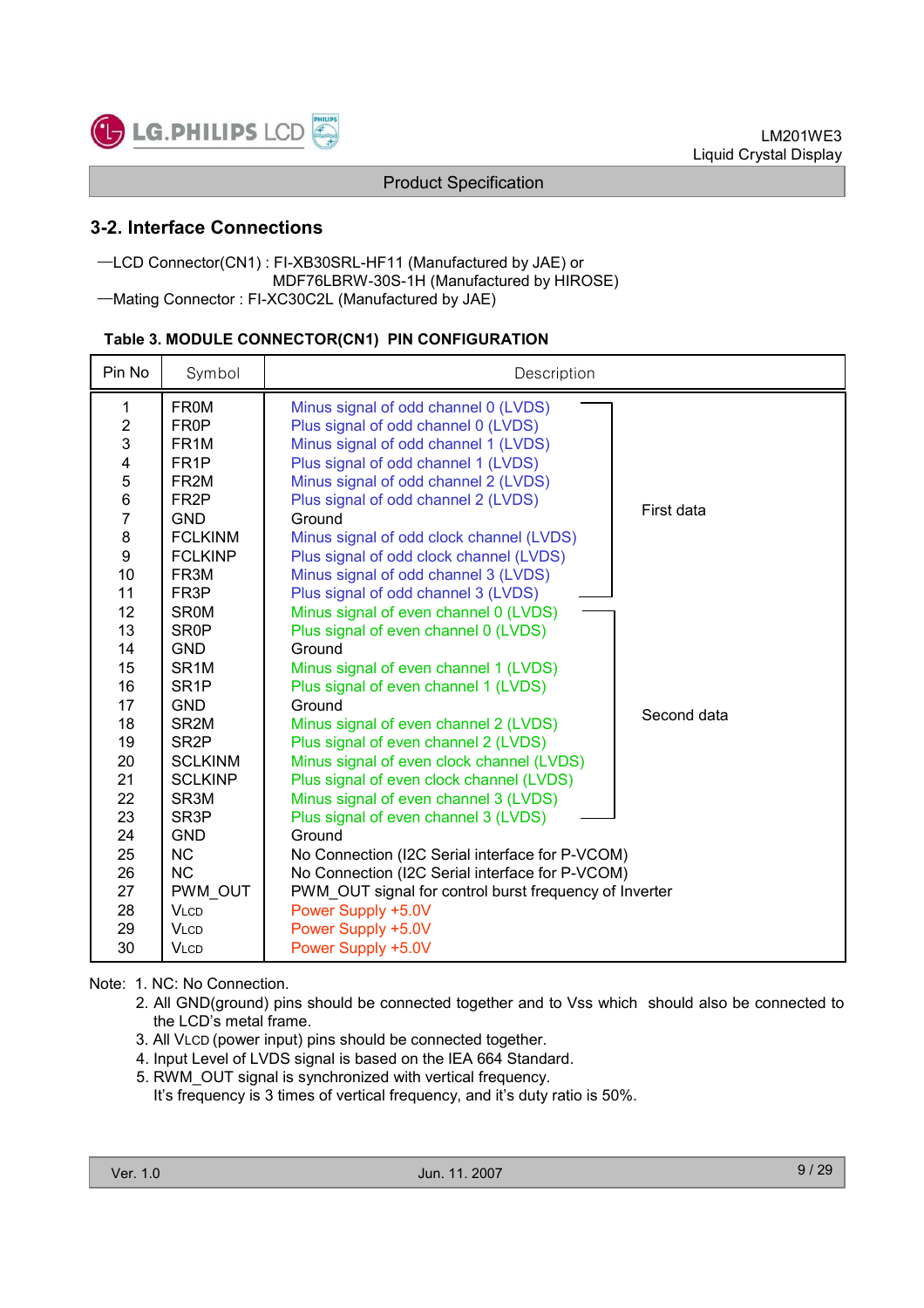## 3-2. Interface Connections

—LCD Connector(CN1) : FI-XB30SRL-HF11 (Manufactured by JAE) or
MDF76LBRW-30S-1H (Manufactured by HIROSE)
—Mating Connector : FI-XC30C2L (Manufactured by JAE)

**Table 3. MODULE CONNECTOR(CN1) PIN CONFIGURATION**

| Pin No | Symbol | Description | |
|---|---|---|---|
| 1 | FR0M | Minus signal of odd channel 0 (LVDS) | First data |
| 2 | FR0P | Plus signal of odd channel 0 (LVDS) | |
| 3 | FR1M | Minus signal of odd channel 1 (LVDS) | |
| 4 | FR1P | Plus signal of odd channel 1 (LVDS) | |
| 5 | FR2M | Minus signal of odd channel 2 (LVDS) | |
| 6 | FR2P | Plus signal of odd channel 2 (LVDS) | |
| 7 | GND | Ground | |
| 8 | FCLKINM | Minus signal of odd clock channel (LVDS) | |
| 9 | FCLKINP | Plus signal of odd clock channel (LVDS) | |
| 10 | FR3M | Minus signal of odd channel 3 (LVDS) | |
| 11 | FR3P | Plus signal of odd channel 3 (LVDS) | |
| 12 | SR0M | Minus signal of even channel 0 (LVDS) | Second data |
| 13 | SR0P | Plus signal of even channel 0 (LVDS) | |
| 14 | GND | Ground | |
| 15 | SR1M | Minus signal of even channel 1 (LVDS) | |
| 16 | SR1P | Plus signal of even channel 1 (LVDS) | |
| 17 | GND | Ground | |
| 18 | SR2M | Minus signal of even channel 2 (LVDS) | |
| 19 | SR2P | Plus signal of even channel 2 (LVDS) | |
| 20 | SCLKINM | Minus signal of even clock channel (LVDS) | |
| 21 | SCLKINP | Plus signal of even clock channel (LVDS) | |
| 22 | SR3M | Minus signal of even channel 3 (LVDS) | |
| 23 | SR3P | Plus signal of even channel 3 (LVDS) | |
| 24 | GND | Ground | |
| 25 | NC | No Connection (I2C Serial interface for P-VCOM) | |
| 26 | NC | No Connection (I2C Serial interface for P-VCOM) | |
| 27 | PWM_OUT | PWM_OUT signal for control burst frequency of Inverter | |
| 28 | VLCD | Power Supply +5.0V | |
| 29 | VLCD | Power Supply +5.0V | |
| 30 | VLCD | Power Supply +5.0V | |

Note: 1. NC: No Connection.
2. All GND(ground) pins should be connected together and to Vss which should also be connected to the LCD's metal frame.
3. All VLCD (power input) pins should be connected together.
4. Input Level of LVDS signal is based on the IEA 664 Standard.
5. RWM_OUT signal is synchronized with vertical frequency.
It's frequency is 3 times of vertical frequency, and it's duty ratio is 50%.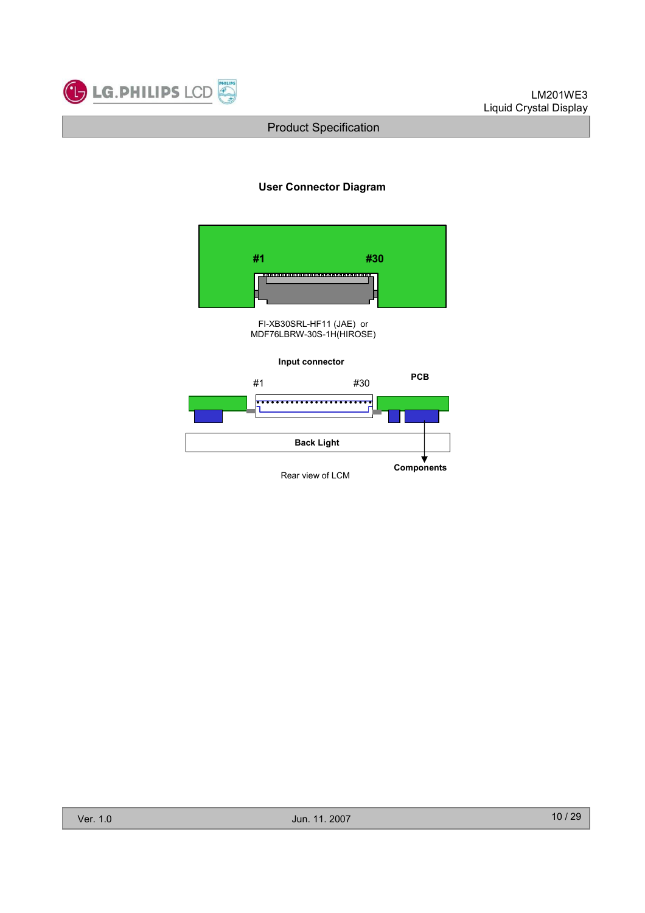### User Connector Diagram

#1 #30

FI-XB30SRL-HF11 (JAE) or
MDF76LBRW-30S-1H(HIROSE)

**Input connector**

#1 #30

**PCB**

**Back Light**

**Components**

Rear view of LCM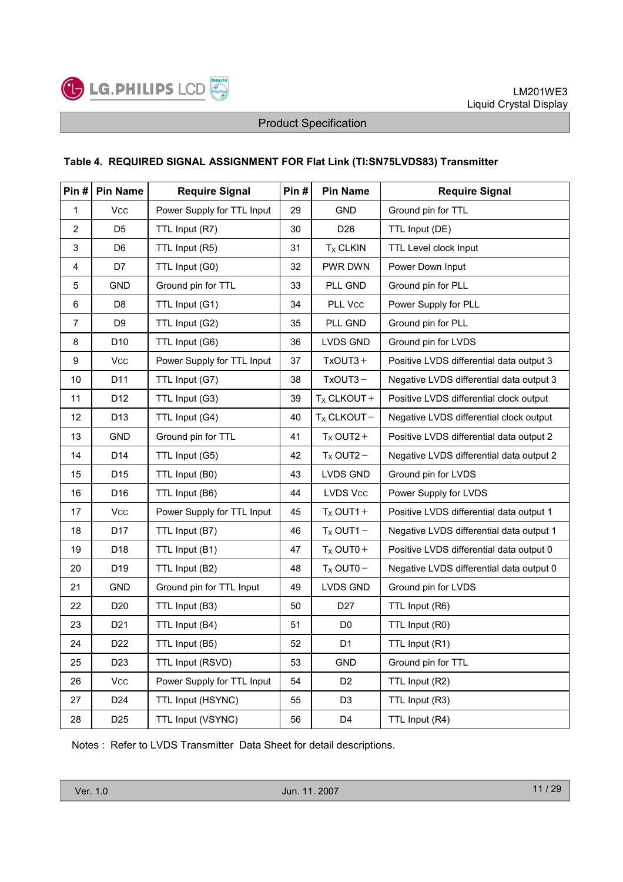### Table 4. REQUIRED SIGNAL ASSIGNMENT FOR Flat Link (TI:SN75LVDS83) Transmitter

| Pin # | Pin Name | Require Signal | Pin # | Pin Name | Require Signal |
|---|---|---|---|---|---|
| 1 | Vcc | Power Supply for TTL Input | 29 | GND | Ground pin for TTL |
| 2 | D5 | TTL Input (R7) | 30 | D26 | TTL Input (DE) |
| 3 | D6 | TTL Input (R5) | 31 | $T_X$ CLKIN | TTL Level clock Input |
| 4 | D7 | TTL Input (G0) | 32 | PWR DWN | Power Down Input |
| 5 | GND | Ground pin for TTL | 33 | PLL GND | Ground pin for PLL |
| 6 | D8 | TTL Input (G1) | 34 | PLL Vcc | Power Supply for PLL |
| 7 | D9 | TTL Input (G2) | 35 | PLL GND | Ground pin for PLL |
| 8 | D10 | TTL Input (G6) | 36 | LVDS GND | Ground pin for LVDS |
| 9 | Vcc | Power Supply for TTL Input | 37 | TxOUT3+ | Positive LVDS differential data output 3 |
| 10 | D11 | TTL Input (G7) | 38 | TxOUT3− | Negative LVDS differential data output 3 |
| 11 | D12 | TTL Input (G3) | 39 | $T_X$ CLKOUT+ | Positive LVDS differential clock output |
| 12 | D13 | TTL Input (G4) | 40 | $T_X$ CLKOUT− | Negative LVDS differential clock output |
| 13 | GND | Ground pin for TTL | 41 | $T_X$ OUT2+ | Positive LVDS differential data output 2 |
| 14 | D14 | TTL Input (G5) | 42 | $T_X$ OUT2− | Negative LVDS differential data output 2 |
| 15 | D15 | TTL Input (B0) | 43 | LVDS GND | Ground pin for LVDS |
| 16 | D16 | TTL Input (B6) | 44 | LVDS Vcc | Power Supply for LVDS |
| 17 | Vcc | Power Supply for TTL Input | 45 | $T_X$ OUT1+ | Positive LVDS differential data output 1 |
| 18 | D17 | TTL Input (B7) | 46 | $T_X$ OUT1− | Negative LVDS differential data output 1 |
| 19 | D18 | TTL Input (B1) | 47 | $T_X$ OUT0+ | Positive LVDS differential data output 0 |
| 20 | D19 | TTL Input (B2) | 48 | $T_X$ OUT0− | Negative LVDS differential data output 0 |
| 21 | GND | Ground pin for TTL Input | 49 | LVDS GND | Ground pin for LVDS |
| 22 | D20 | TTL Input (B3) | 50 | D27 | TTL Input (R6) |
| 23 | D21 | TTL Input (B4) | 51 | D0 | TTL Input (R0) |
| 24 | D22 | TTL Input (B5) | 52 | D1 | TTL Input (R1) |
| 25 | D23 | TTL Input (RSVD) | 53 | GND | Ground pin for TTL |
| 26 | Vcc | Power Supply for TTL Input | 54 | D2 | TTL Input (R2) |
| 27 | D24 | TTL Input (HSYNC) | 55 | D3 | TTL Input (R3) |
| 28 | D25 | TTL Input (VSYNC) | 56 | D4 | TTL Input (R4) |

Notes : Refer to LVDS Transmitter Data Sheet for detail descriptions.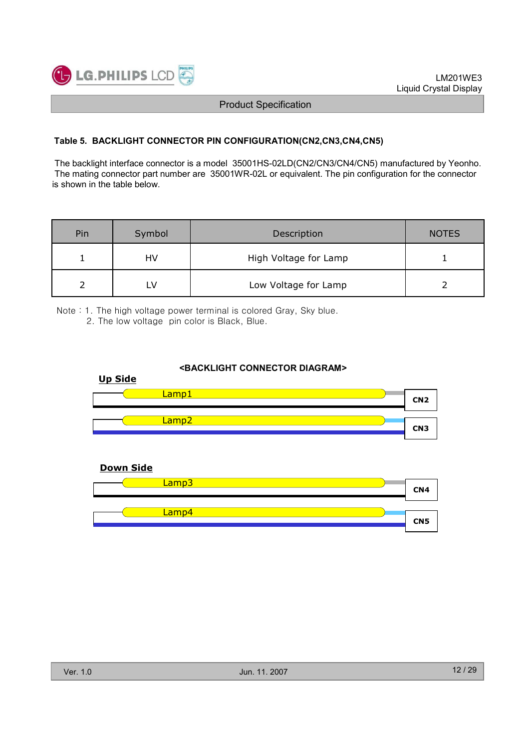### Table 5. BACKLIGHT CONNECTOR PIN CONFIGURATION(CN2,CN3,CN4,CN5)

The backlight interface connector is a model 35001HS-02LD(CN2/CN3/CN4/CN5) manufactured by Yeonho. The mating connector part number are 35001WR-02L or equivalent. The pin configuration for the connector is shown in the table below.

| Pin | Symbol | Description | NOTES |
|---|---|---|---|
| 1 | HV | High Voltage for Lamp | 1 |
| 2 | LV | Low Voltage for Lamp | 2 |

Note : 1. The high voltage power terminal is colored Gray, Sky blue.
2. The low voltage pin color is Black, Blue.

**<BACKLIGHT CONNECTOR DIAGRAM>**

**Up Side**

Lamp1 — CN2

Lamp2 — CN3

**Down Side**

Lamp3 — CN4

Lamp4 — CN5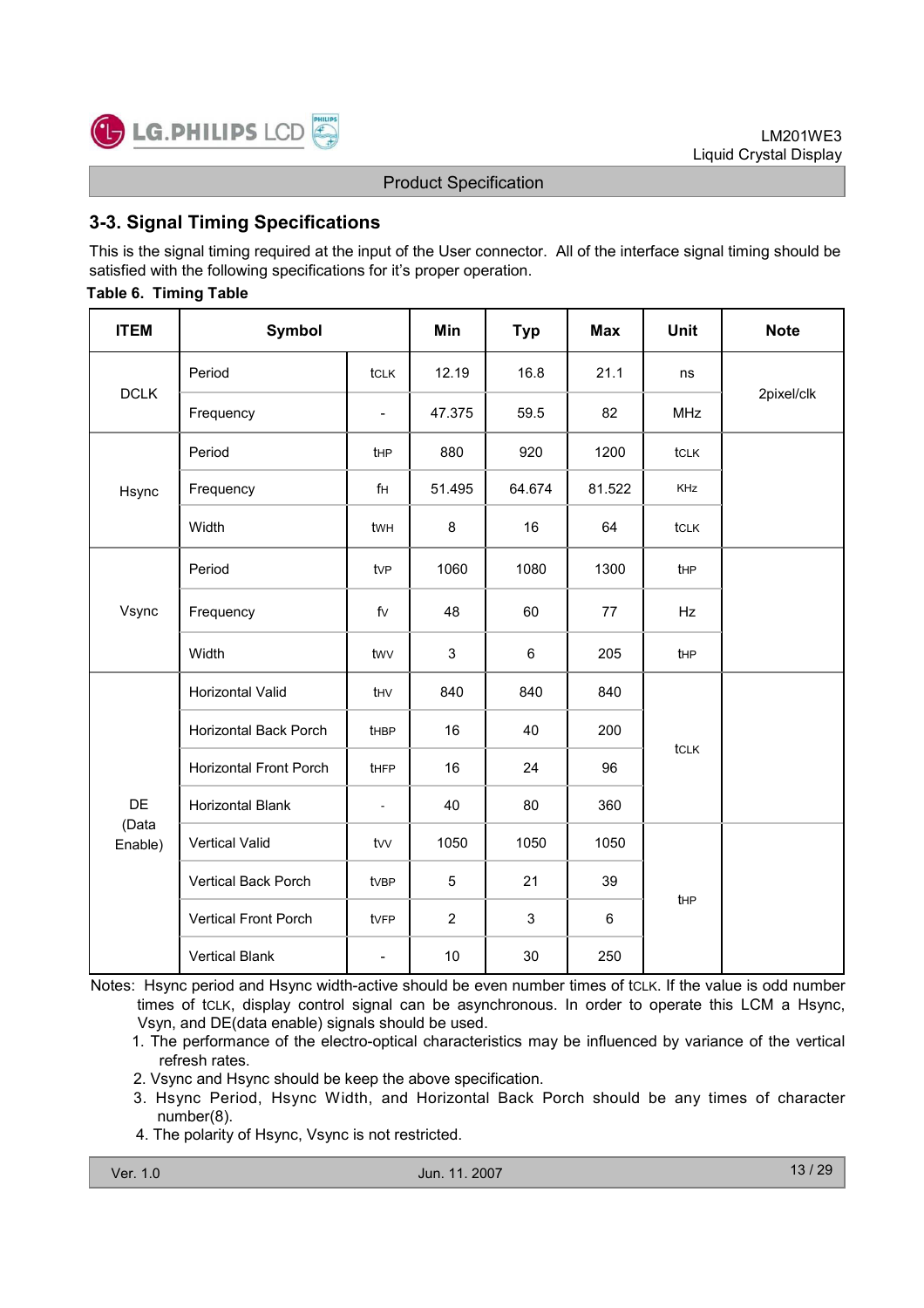## 3-3. Signal Timing Specifications

This is the signal timing required at the input of the User connector. All of the interface signal timing should be satisfied with the following specifications for it's proper operation.

**Table 6. Timing Table**

| ITEM | Symbol | | Min | Typ | Max | Unit | Note |
|---|---|---|---|---|---|---|---|
| DCLK | Period | $t_{CLK}$ | 12.19 | 16.8 | 21.1 | ns | 2pixel/clk |
| | Frequency | - | 47.375 | 59.5 | 82 | MHz | |
| Hsync | Period | $t_{HP}$ | 880 | 920 | 1200 | $t_{CLK}$ | |
| | Frequency | $f_H$ | 51.495 | 64.674 | 81.522 | KHz | |
| | Width | $t_{WH}$ | 8 | 16 | 64 | $t_{CLK}$ | |
| Vsync | Period | $t_{VP}$ | 1060 | 1080 | 1300 | $t_{HP}$ | |
| | Frequency | $f_V$ | 48 | 60 | 77 | Hz | |
| | Width | $t_{WV}$ | 3 | 6 | 205 | $t_{HP}$ | |
| DE (Data Enable) | Horizontal Valid | $t_{HV}$ | 840 | 840 | 840 | $t_{CLK}$ | |
| | Horizontal Back Porch | $t_{HBP}$ | 16 | 40 | 200 | | |
| | Horizontal Front Porch | $t_{HFP}$ | 16 | 24 | 96 | | |
| | Horizontal Blank | - | 40 | 80 | 360 | | |
| | Vertical Valid | $t_{VV}$ | 1050 | 1050 | 1050 | $t_{HP}$ | |
| | Vertical Back Porch | $t_{VBP}$ | 5 | 21 | 39 | | |
| | Vertical Front Porch | $t_{VFP}$ | 2 | 3 | 6 | | |
| | Vertical Blank | - | 10 | 30 | 250 | | |

Notes: Hsync period and Hsync width-active should be even number times of $t_{CLK}$. If the value is odd number times of $t_{CLK}$, display control signal can be asynchronous. In order to operate this LCM a Hsync, Vsyn, and DE(data enable) signals should be used.

1. The performance of the electro-optical characteristics may be influenced by variance of the vertical refresh rates.
2. Vsync and Hsync should be keep the above specification.
3. Hsync Period, Hsync Width, and Horizontal Back Porch should be any times of character number(8).
4. The polarity of Hsync, Vsync is not restricted.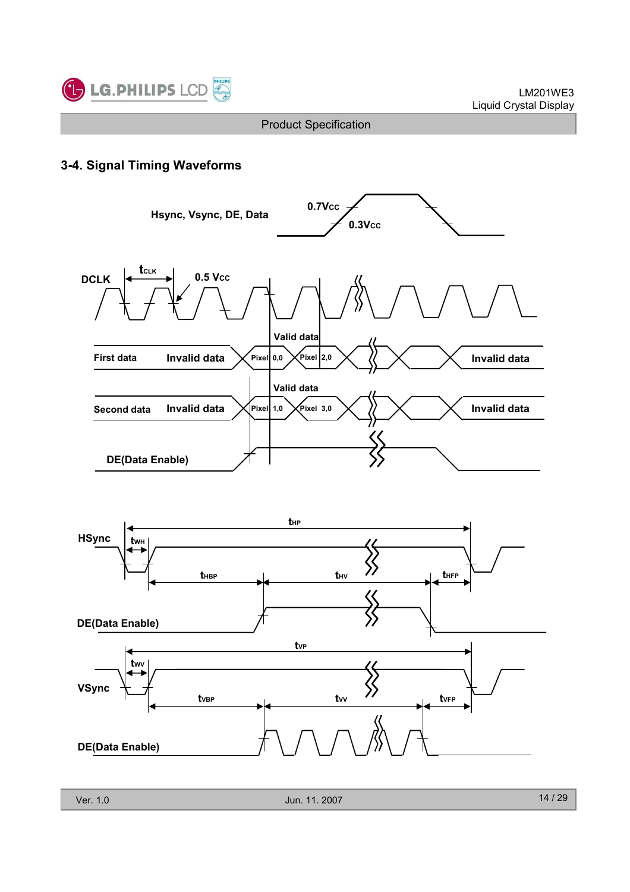## 3-4. Signal Timing Waveforms

Hsync, Vsync, DE, Data — 0.7Vcc, 0.3Vcc

DCLK — $t_{CLK}$, 0.5 Vcc

First data: Invalid data | Pixel 0,0 | Pixel 2,0 | Invalid data (Valid data)

Second data: Invalid data | Pixel 1,0 | Pixel 3,0 | Invalid data (Valid data)

DE(Data Enable)

HSync — $t_{HP}$, $t_{WH}$, $t_{HBP}$, $t_{HV}$, $t_{HFP}$

DE(Data Enable)

VSync — $t_{VP}$, $t_{WV}$, $t_{VBP}$, $t_{VV}$, $t_{VFP}$

DE(Data Enable)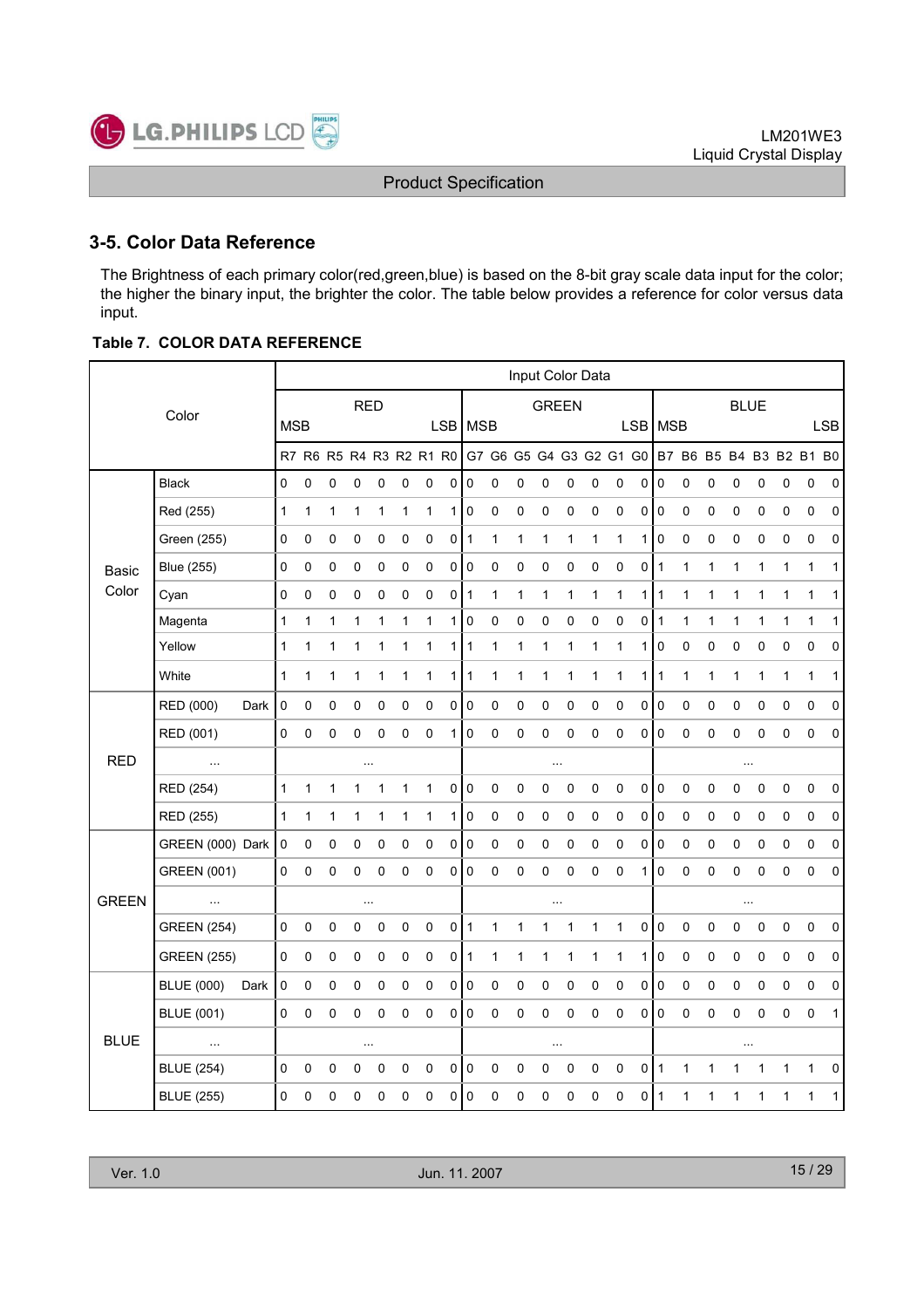## 3-5. Color Data Reference

The Brightness of each primary color(red,green,blue) is based on the 8-bit gray scale data input for the color; the higher the binary input, the brighter the color. The table below provides a reference for color versus data input.

**Table 7. COLOR DATA REFERENCE**

| Color | | Input Color Data | | | | | | | | | | | | | | | | | | | | | | | |
|---|---|---|---|---|---|---|---|---|---|---|---|---|---|---|---|---|---|---|---|---|---|---|---|---|---|
| | | RED | | | | | | | | GREEN | | | | | | | | BLUE | | | | | | | |
| | | MSB | | | | | | | LSB | MSB | | | | | | | LSB | MSB | | | | | | | LSB |
| | | R7 | R6 | R5 | R4 | R3 | R2 | R1 | R0 | G7 | G6 | G5 | G4 | G3 | G2 | G1 | G0 | B7 | B6 | B5 | B4 | B3 | B2 | B1 | B0 |
| Basic Color | Black | 0 | 0 | 0 | 0 | 0 | 0 | 0 | 0 | 0 | 0 | 0 | 0 | 0 | 0 | 0 | 0 | 0 | 0 | 0 | 0 | 0 | 0 | 0 | 0 |
| | Red (255) | 1 | 1 | 1 | 1 | 1 | 1 | 1 | 1 | 0 | 0 | 0 | 0 | 0 | 0 | 0 | 0 | 0 | 0 | 0 | 0 | 0 | 0 | 0 | 0 |
| | Green (255) | 0 | 0 | 0 | 0 | 0 | 0 | 0 | 0 | 1 | 1 | 1 | 1 | 1 | 1 | 1 | 1 | 0 | 0 | 0 | 0 | 0 | 0 | 0 | 0 |
| | Blue (255) | 0 | 0 | 0 | 0 | 0 | 0 | 0 | 0 | 0 | 0 | 0 | 0 | 0 | 0 | 0 | 0 | 1 | 1 | 1 | 1 | 1 | 1 | 1 | 1 |
| | Cyan | 0 | 0 | 0 | 0 | 0 | 0 | 0 | 0 | 1 | 1 | 1 | 1 | 1 | 1 | 1 | 1 | 1 | 1 | 1 | 1 | 1 | 1 | 1 | 1 |
| | Magenta | 1 | 1 | 1 | 1 | 1 | 1 | 1 | 1 | 0 | 0 | 0 | 0 | 0 | 0 | 0 | 0 | 1 | 1 | 1 | 1 | 1 | 1 | 1 | 1 |
| | Yellow | 1 | 1 | 1 | 1 | 1 | 1 | 1 | 1 | 1 | 1 | 1 | 1 | 1 | 1 | 1 | 1 | 0 | 0 | 0 | 0 | 0 | 0 | 0 | 0 |
| | White | 1 | 1 | 1 | 1 | 1 | 1 | 1 | 1 | 1 | 1 | 1 | 1 | 1 | 1 | 1 | 1 | 1 | 1 | 1 | 1 | 1 | 1 | 1 | 1 |
| RED | RED (000) Dark | 0 | 0 | 0 | 0 | 0 | 0 | 0 | 0 | 0 | 0 | 0 | 0 | 0 | 0 | 0 | 0 | 0 | 0 | 0 | 0 | 0 | 0 | 0 | 0 |
| | RED (001) | 0 | 0 | 0 | 0 | 0 | 0 | 0 | 1 | 0 | 0 | 0 | 0 | 0 | 0 | 0 | 0 | 0 | 0 | 0 | 0 | 0 | 0 | 0 | 0 |
| | ... | ... | | | | | | | | ... | | | | | | | | ... | | | | | | | |
| | RED (254) | 1 | 1 | 1 | 1 | 1 | 1 | 1 | 0 | 0 | 0 | 0 | 0 | 0 | 0 | 0 | 0 | 0 | 0 | 0 | 0 | 0 | 0 | 0 | 0 |
| | RED (255) | 1 | 1 | 1 | 1 | 1 | 1 | 1 | 1 | 0 | 0 | 0 | 0 | 0 | 0 | 0 | 0 | 0 | 0 | 0 | 0 | 0 | 0 | 0 | 0 |
| GREEN | GREEN (000) Dark | 0 | 0 | 0 | 0 | 0 | 0 | 0 | 0 | 0 | 0 | 0 | 0 | 0 | 0 | 0 | 0 | 0 | 0 | 0 | 0 | 0 | 0 | 0 | 0 |
| | GREEN (001) | 0 | 0 | 0 | 0 | 0 | 0 | 0 | 0 | 0 | 0 | 0 | 0 | 0 | 0 | 0 | 1 | 0 | 0 | 0 | 0 | 0 | 0 | 0 | 0 |
| | ... | ... | | | | | | | | ... | | | | | | | | ... | | | | | | | |
| | GREEN (254) | 0 | 0 | 0 | 0 | 0 | 0 | 0 | 0 | 1 | 1 | 1 | 1 | 1 | 1 | 1 | 0 | 0 | 0 | 0 | 0 | 0 | 0 | 0 | 0 |
| | GREEN (255) | 0 | 0 | 0 | 0 | 0 | 0 | 0 | 0 | 1 | 1 | 1 | 1 | 1 | 1 | 1 | 1 | 0 | 0 | 0 | 0 | 0 | 0 | 0 | 0 |
| BLUE | BLUE (000) Dark | 0 | 0 | 0 | 0 | 0 | 0 | 0 | 0 | 0 | 0 | 0 | 0 | 0 | 0 | 0 | 0 | 0 | 0 | 0 | 0 | 0 | 0 | 0 | 0 |
| | BLUE (001) | 0 | 0 | 0 | 0 | 0 | 0 | 0 | 0 | 0 | 0 | 0 | 0 | 0 | 0 | 0 | 0 | 0 | 0 | 0 | 0 | 0 | 0 | 0 | 1 |
| | ... | ... | | | | | | | | ... | | | | | | | | ... | | | | | | | |
| | BLUE (254) | 0 | 0 | 0 | 0 | 0 | 0 | 0 | 0 | 0 | 0 | 0 | 0 | 0 | 0 | 0 | 0 | 1 | 1 | 1 | 1 | 1 | 1 | 1 | 0 |
| | BLUE (255) | 0 | 0 | 0 | 0 | 0 | 0 | 0 | 0 | 0 | 0 | 0 | 0 | 0 | 0 | 0 | 0 | 1 | 1 | 1 | 1 | 1 | 1 | 1 | 1 |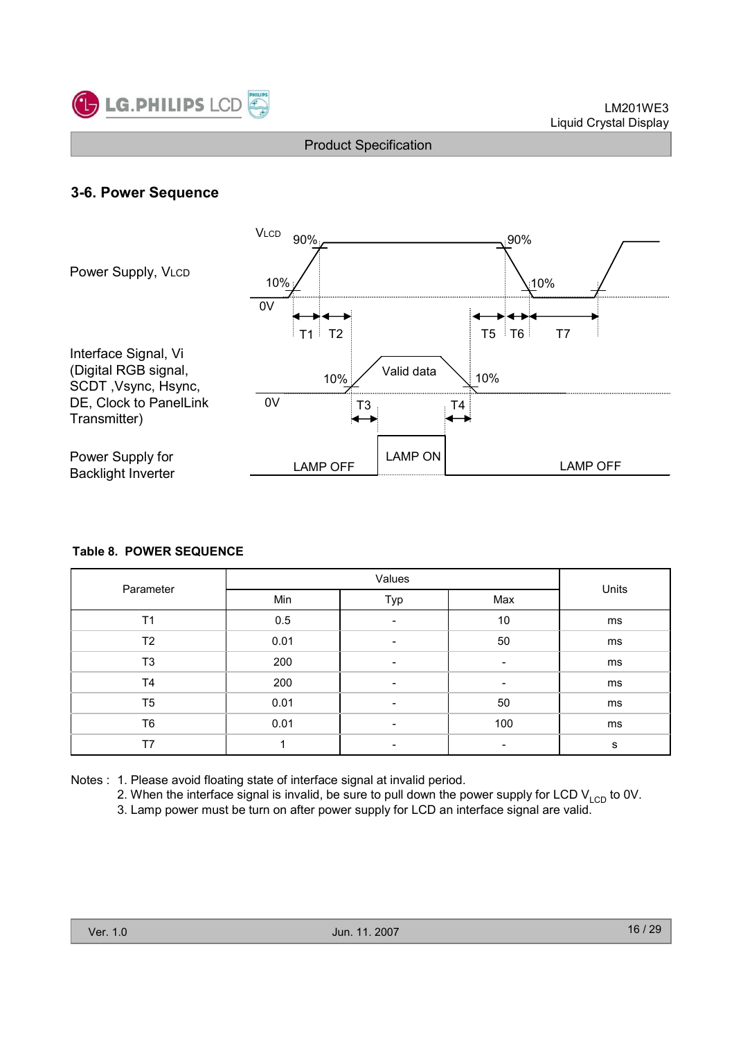### 3-6. Power Sequence

Power Supply, $V_{LCD}$

Interface Signal, Vi (Digital RGB signal, SCDT ,Vsync, Hsync, DE, Clock to PanelLink Transmitter)

Power Supply for Backlight Inverter

$V_{LCD}$ 90% 90% 10% 10% 0V T1 T2 T5 T6 T7

10% Valid data 10% 0V T3 T4

LAMP OFF LAMP ON LAMP OFF

**Table 8. POWER SEQUENCE**

| Parameter | Values | | | Units |
|---|---|---|---|---|
| | Min | Typ | Max | |
| T1 | 0.5 | - | 10 | ms |
| T2 | 0.01 | - | 50 | ms |
| T3 | 200 | - | - | ms |
| T4 | 200 | - | - | ms |
| T5 | 0.01 | - | 50 | ms |
| T6 | 0.01 | - | 100 | ms |
| T7 | 1 | - | - | s |

Notes :
1. Please avoid floating state of interface signal at invalid period.
2. When the interface signal is invalid, be sure to pull down the power supply for LCD $V_{LCD}$ to 0V.
3. Lamp power must be turn on after power supply for LCD an interface signal are valid.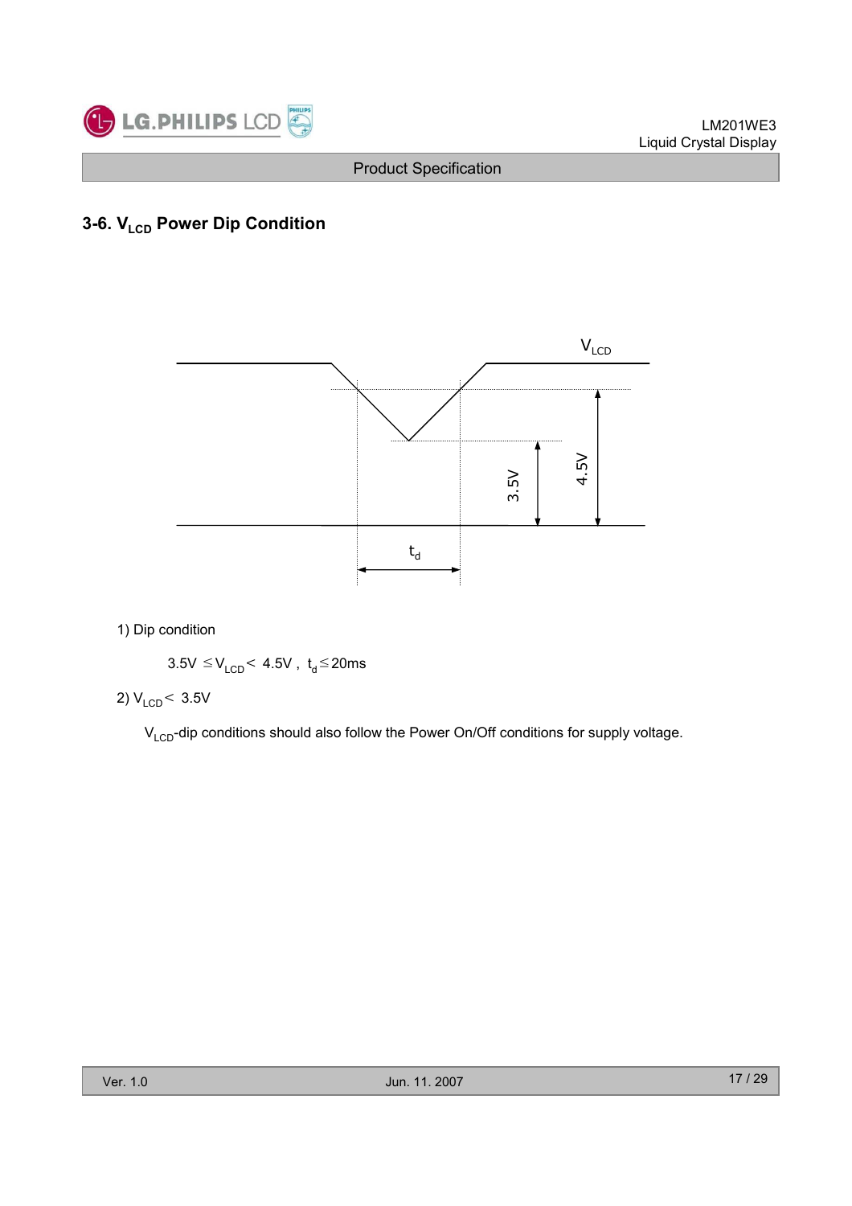### 3-6. $V_{LCD}$ Power Dip Condition

1) Dip condition

$3.5V \leq V_{LCD} < 4.5V$ , $t_d \leq 20ms$

2) $V_{LCD} < 3.5V$

$V_{LCD}$-dip conditions should also follow the Power On/Off conditions for supply voltage.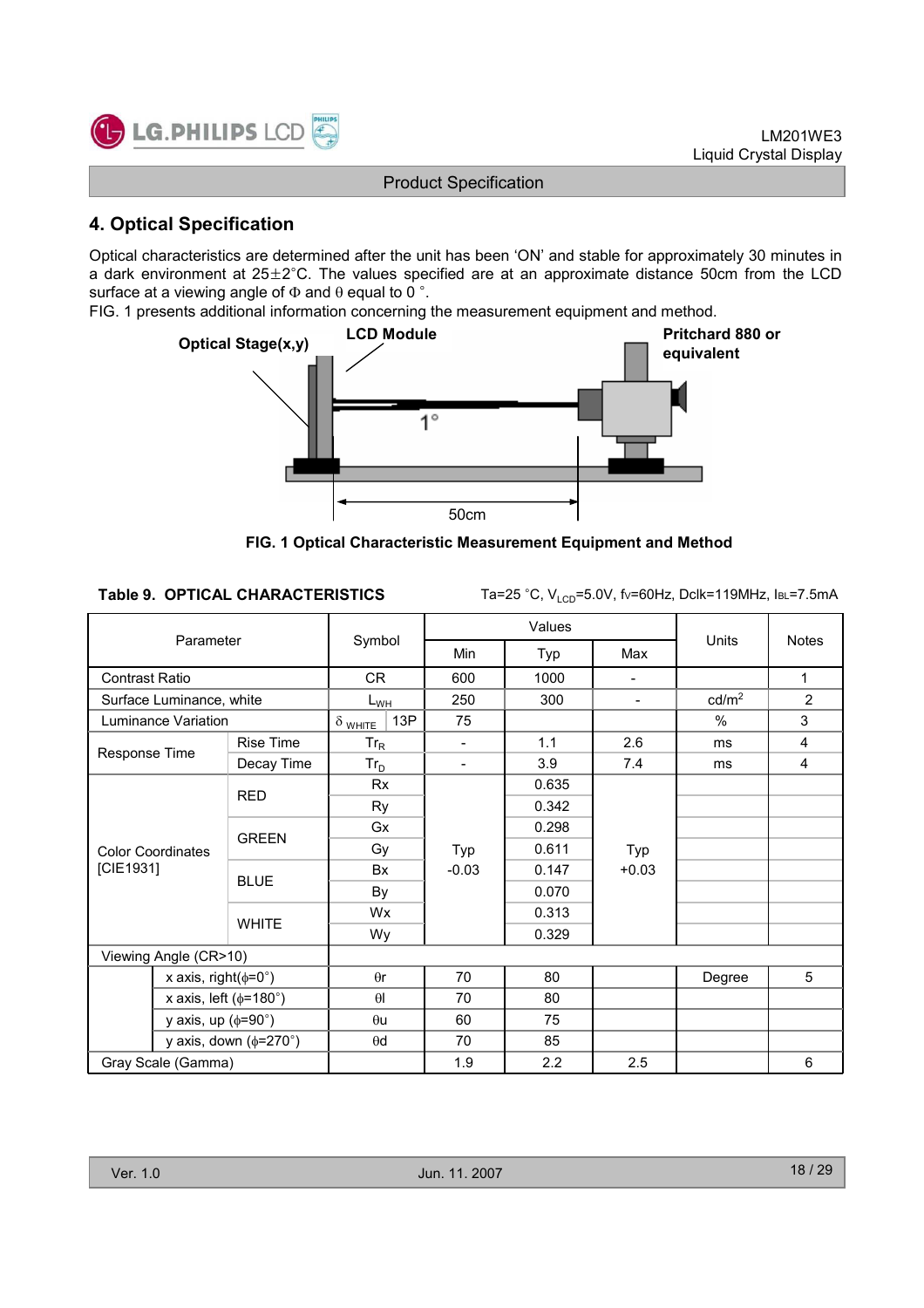## 4. Optical Specification

Optical characteristics are determined after the unit has been 'ON' and stable for approximately 30 minutes in a dark environment at 25±2°C. The values specified are at an approximate distance 50cm from the LCD surface at a viewing angle of Φ and θ equal to 0 °.

FIG. 1 presents additional information concerning the measurement equipment and method.

Optical Stage(x,y) — LCD Module — Pritchard 880 or equivalent — 1° — 50cm

**FIG. 1 Optical Characteristic Measurement Equipment and Method**

**Table 9. OPTICAL CHARACTERISTICS**

Ta=25 °C, $V_{LCD}$=5.0V, fv=60Hz, Dclk=119MHz, $I_{BL}$=7.5mA

| Parameter | | Symbol | | Values | | | Units | Notes |
|---|---|---|---|---|---|---|---|---|
| | | | | Min | Typ | Max | | |
| Contrast Ratio | | CR | | 600 | 1000 | - | | 1 |
| Surface Luminance, white | | $L_{WH}$ | | 250 | 300 | - | cd/m$^2$ | 2 |
| Luminance Variation | | $\delta_{WHITE}$ | 13P | 75 | | | % | 3 |
| Response Time | Rise Time | $Tr_R$ | | - | 1.1 | 2.6 | ms | 4 |
| | Decay Time | $Tr_D$ | | - | 3.9 | 7.4 | ms | 4 |
| Color Coordinates [CIE1931] | RED | Rx | | Typ -0.03 | 0.635 | Typ +0.03 | | |
| | | Ry | | | 0.342 | | | |
| | GREEN | Gx | | | 0.298 | | | |
| | | Gy | | | 0.611 | | | |
| | BLUE | Bx | | | 0.147 | | | |
| | | By | | | 0.070 | | | |
| | WHITE | Wx | | | 0.313 | | | |
| | | Wy | | | 0.329 | | | |
| Viewing Angle (CR>10) | | | | | | | | |
| | x axis, right(φ=0°) | θr | | 70 | 80 | | Degree | 5 |
| | x axis, left (φ=180°) | θl | | 70 | 80 | | | |
| | y axis, up (φ=90°) | θu | | 60 | 75 | | | |
| | y axis, down (φ=270°) | θd | | 70 | 85 | | | |
| Gray Scale (Gamma) | | | | 1.9 | 2.2 | 2.5 | | 6 |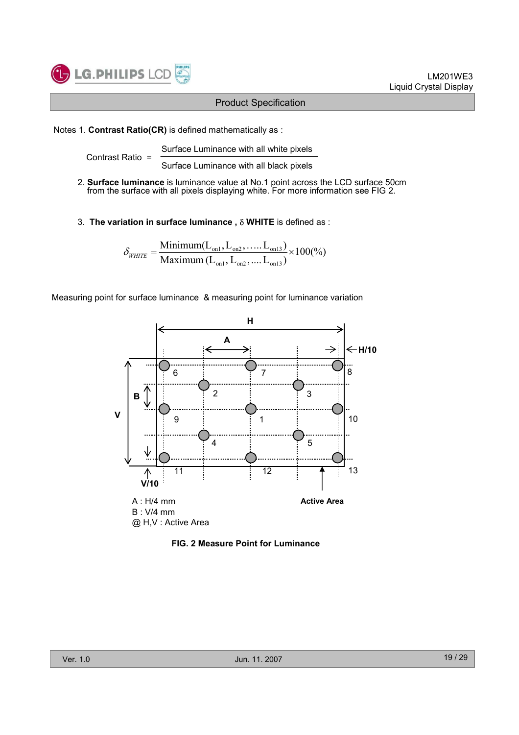Product Specification

Notes 1. **Contrast Ratio(CR)** is defined mathematically as :

$$\text{Contrast Ratio} = \frac{\text{Surface Luminance with all white pixels}}{\text{Surface Luminance with all black pixels}}$$

2. **Surface luminance** is luminance value at No.1 point across the LCD surface 50cm from the surface with all pixels displaying white. For more information see FIG 2.

3. **The variation in surface luminance ,** $\delta$ **WHITE** is defined as :

$$\delta_{WHITE} = \frac{\text{Minimum}(L_{on1}, L_{on2}, \ldots L_{on13})}{\text{Maximum}(L_{on1}, L_{on2}, \ldots L_{on13})} \times 100(\%)$$

Measuring point for surface luminance & measuring point for luminance variation

H

A

H/10

B

V

V/10

6 7 8

2 3

9 1 10

4 5

11 12 13

Active Area

A : H/4 mm
B : V/4 mm
@ H,V : Active Area

**FIG. 2 Measure Point for Luminance**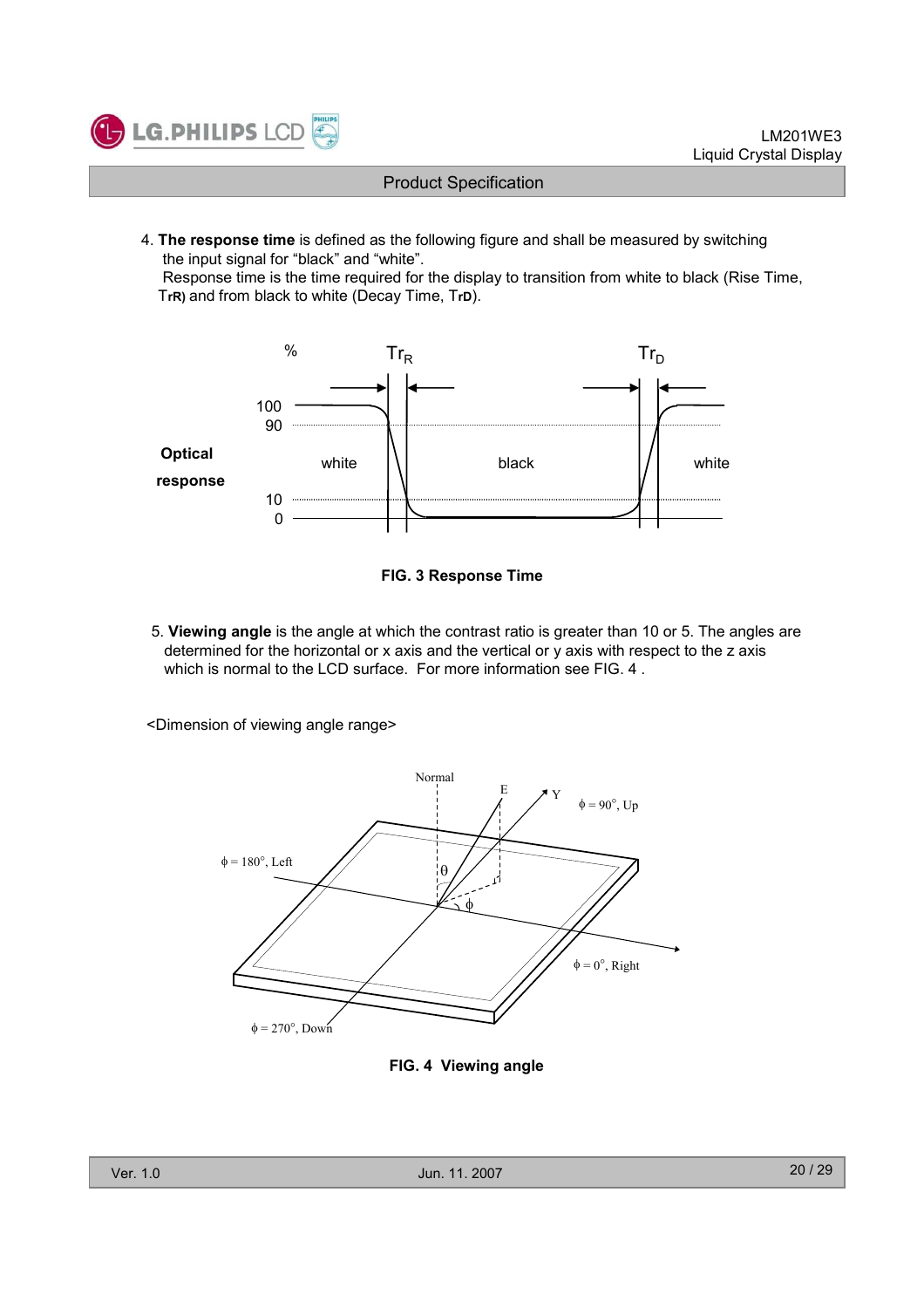4. **The response time** is defined as the following figure and shall be measured by switching the input signal for "black" and "white".
   Response time is the time required for the display to transition from white to black (Rise Time, $Tr_R$) and from black to white (Decay Time, $Tr_D$).

**FIG. 3 Response Time**

5. **Viewing angle** is the angle at which the contrast ratio is greater than 10 or 5. The angles are determined for the horizontal or x axis and the vertical or y axis with respect to the z axis which is normal to the LCD surface. For more information see FIG. 4 .

<Dimension of viewing angle range>

**FIG. 4 Viewing angle**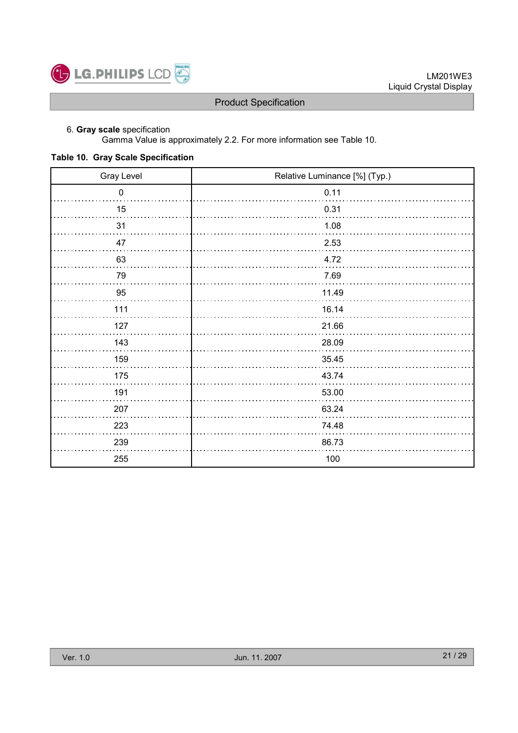6. **Gray scale** specification

Gamma Value is approximately 2.2. For more information see Table 10.

**Table 10. Gray Scale Specification**

| Gray Level | Relative Luminance [%] (Typ.) |
|---|---|
| 0 | 0.11 |
| 15 | 0.31 |
| 31 | 1.08 |
| 47 | 2.53 |
| 63 | 4.72 |
| 79 | 7.69 |
| 95 | 11.49 |
| 111 | 16.14 |
| 127 | 21.66 |
| 143 | 28.09 |
| 159 | 35.45 |
| 175 | 43.74 |
| 191 | 53.00 |
| 207 | 63.24 |
| 223 | 74.48 |
| 239 | 86.73 |
| 255 | 100 |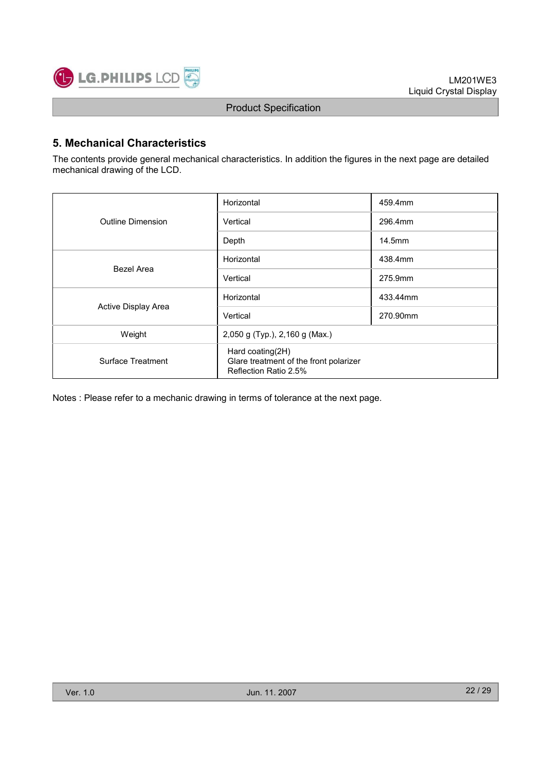## 5. Mechanical Characteristics

The contents provide general mechanical characteristics. In addition the figures in the next page are detailed mechanical drawing of the LCD.

| | | |
|---|---|---|
| Outline Dimension | Horizontal | 459.4mm |
| | Vertical | 296.4mm |
| | Depth | 14.5mm |
| Bezel Area | Horizontal | 438.4mm |
| | Vertical | 275.9mm |
| Active Display Area | Horizontal | 433.44mm |
| | Vertical | 270.90mm |
| Weight | 2,050 g (Typ.), 2,160 g (Max.) | |
| Surface Treatment | Hard coating(2H)<br>Glare treatment of the front polarizer<br>Reflection Ratio 2.5% | |

Notes : Please refer to a mechanic drawing in terms of tolerance at the next page.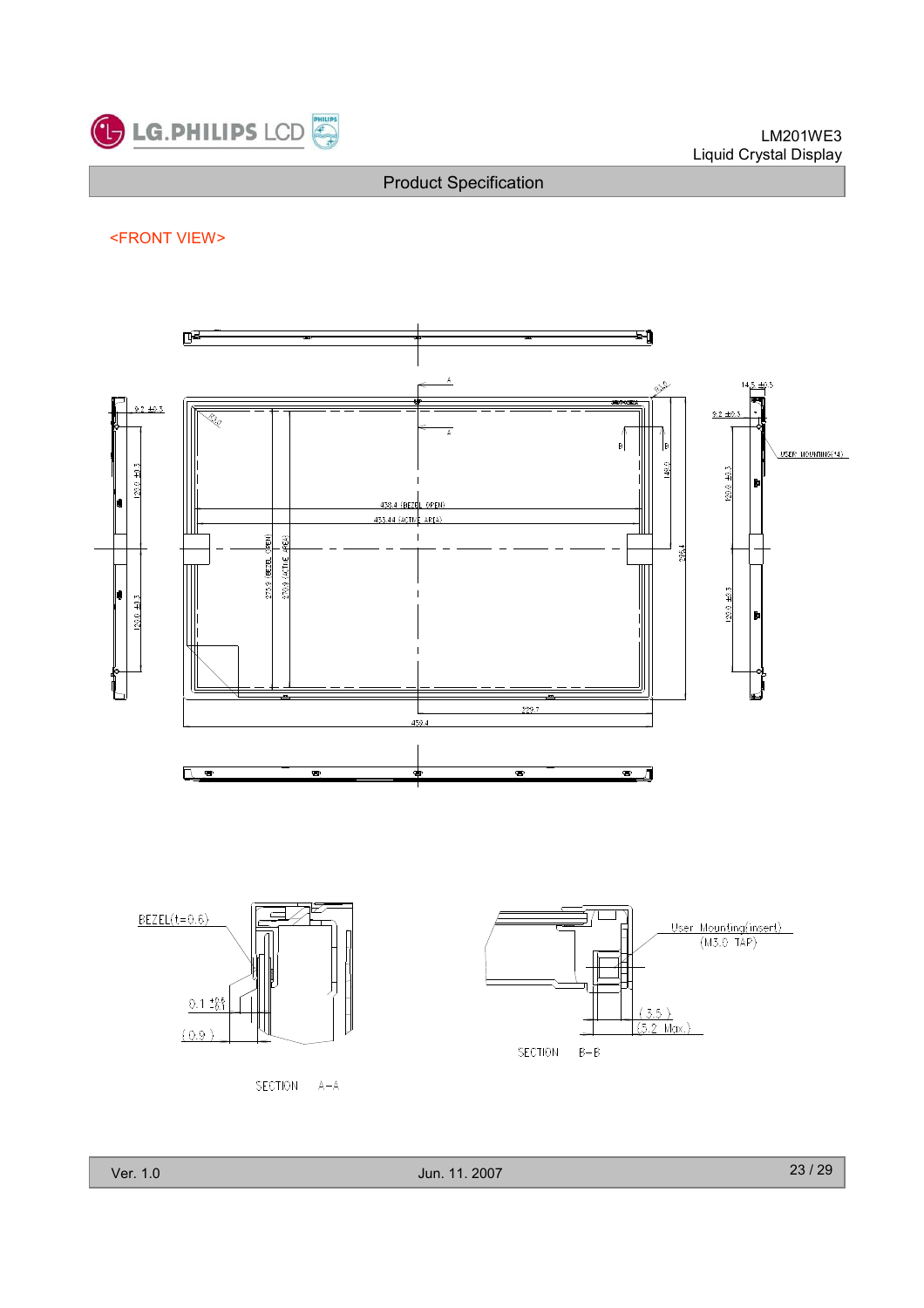<FRONT VIEW>

438.4 (BEZEL OPEN)

433.44 (ACTIVE AREA)

273.9 (BEZEL OPEN)

270.9 (ACTIVE AREA)

459.4

229.7

296.4

148.0

9.2 ±0.3

120.0 ±0.3

120.0 ±0.3

14.5 ±0.5

USER MOUNTING(*4)

BEZEL(t=0.6)

0.1

(0.9)

SECTION A-A

User Mounting(insert) (M3.0 TAP)

(3.5)

(5.2 Max.)

SECTION B-B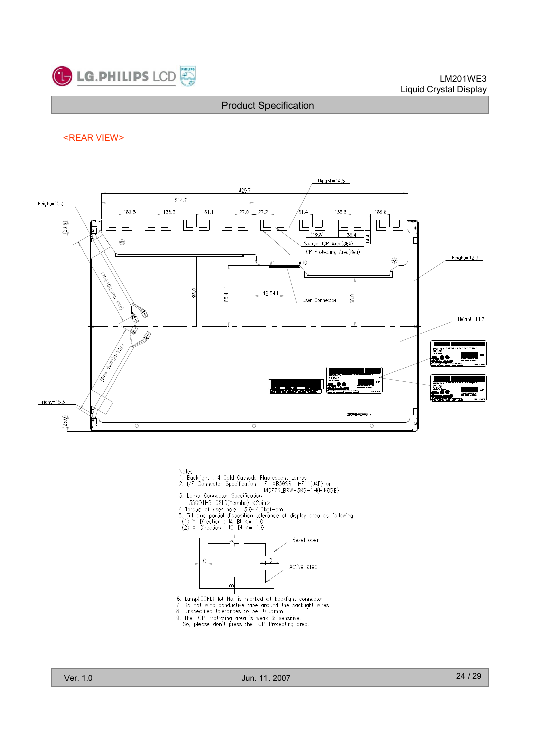## <REAR VIEW>

Notes

1. Backlight : 4 Cold Cathode Fluorescent Lamps
2. I/F Connector Specification : FI-XB30SRL-HF11(JAE) or MDF76LBRW-30S-1H(HIROSE)
3. Lamp Connector Specification
   - 35001HS-02LD(Yeonho) <2pin>
4. Torque of user hole : 3.0~4.0kgf-cm
5. Tilt and partial disposition tolerance of display area as following
   (1) Y-Direction : |A-B| <= 1.0
   (2) X-Direction : |C-D| <= 1.0
6. Lamp(CCFL) lot No. is marked at backlight connector
7. Do not wind conductive tape around the backlight wires
8. Unspecified tolerances to be ±0.5mm
9. The TCP Protecting area is weak & sensitive,
   So, please don't press the TCP Protecting area.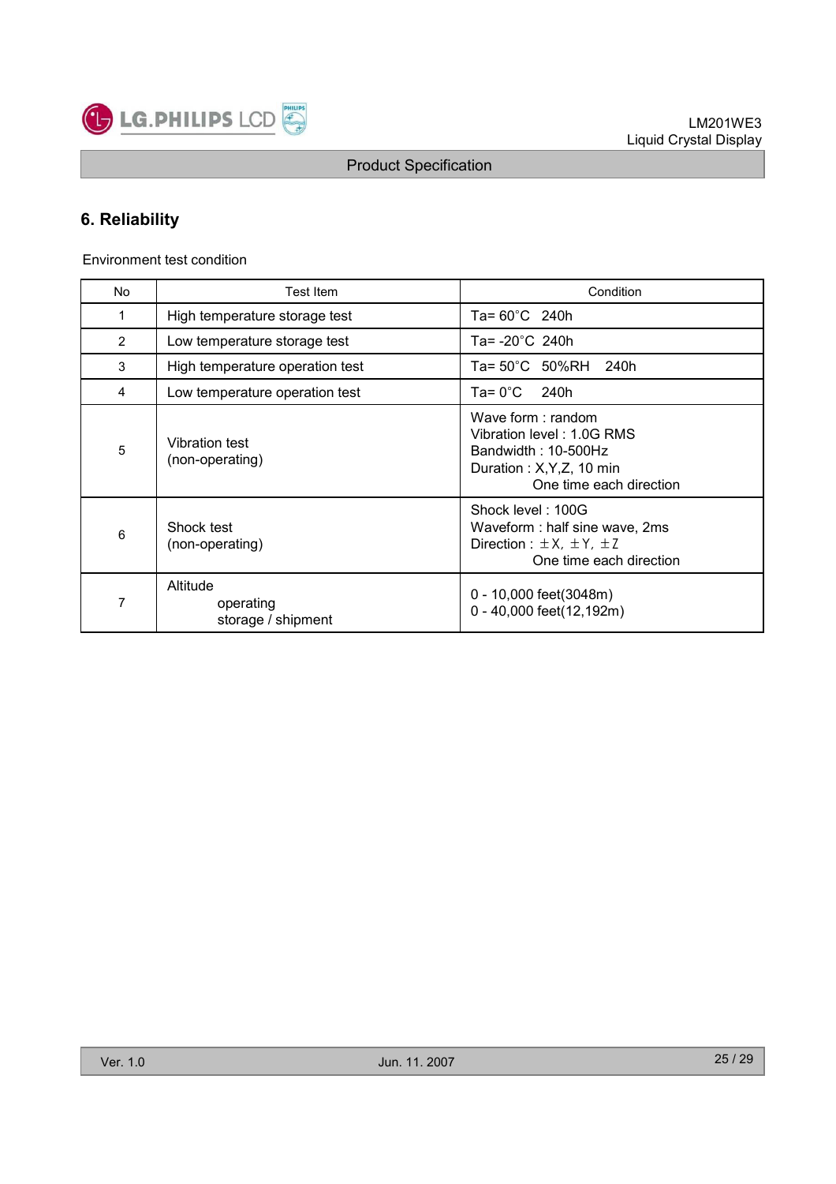## 6. Reliability

Environment test condition

| No | Test Item | Condition |
|---|---|---|
| 1 | High temperature storage test | Ta= 60°C 240h |
| 2 | Low temperature storage test | Ta= -20°C 240h |
| 3 | High temperature operation test | Ta= 50°C 50%RH 240h |
| 4 | Low temperature operation test | Ta= 0°C 240h |
| 5 | Vibration test<br>(non-operating) | Wave form : random<br>Vibration level : 1.0G RMS<br>Bandwidth : 10-500Hz<br>Duration : X,Y,Z, 10 min<br>One time each direction |
| 6 | Shock test<br>(non-operating) | Shock level : 100G<br>Waveform : half sine wave, 2ms<br>Direction : ±X, ±Y, ±Z<br>One time each direction |
| 7 | Altitude<br>operating<br>storage / shipment | 0 - 10,000 feet(3048m)<br>0 - 40,000 feet(12,192m) |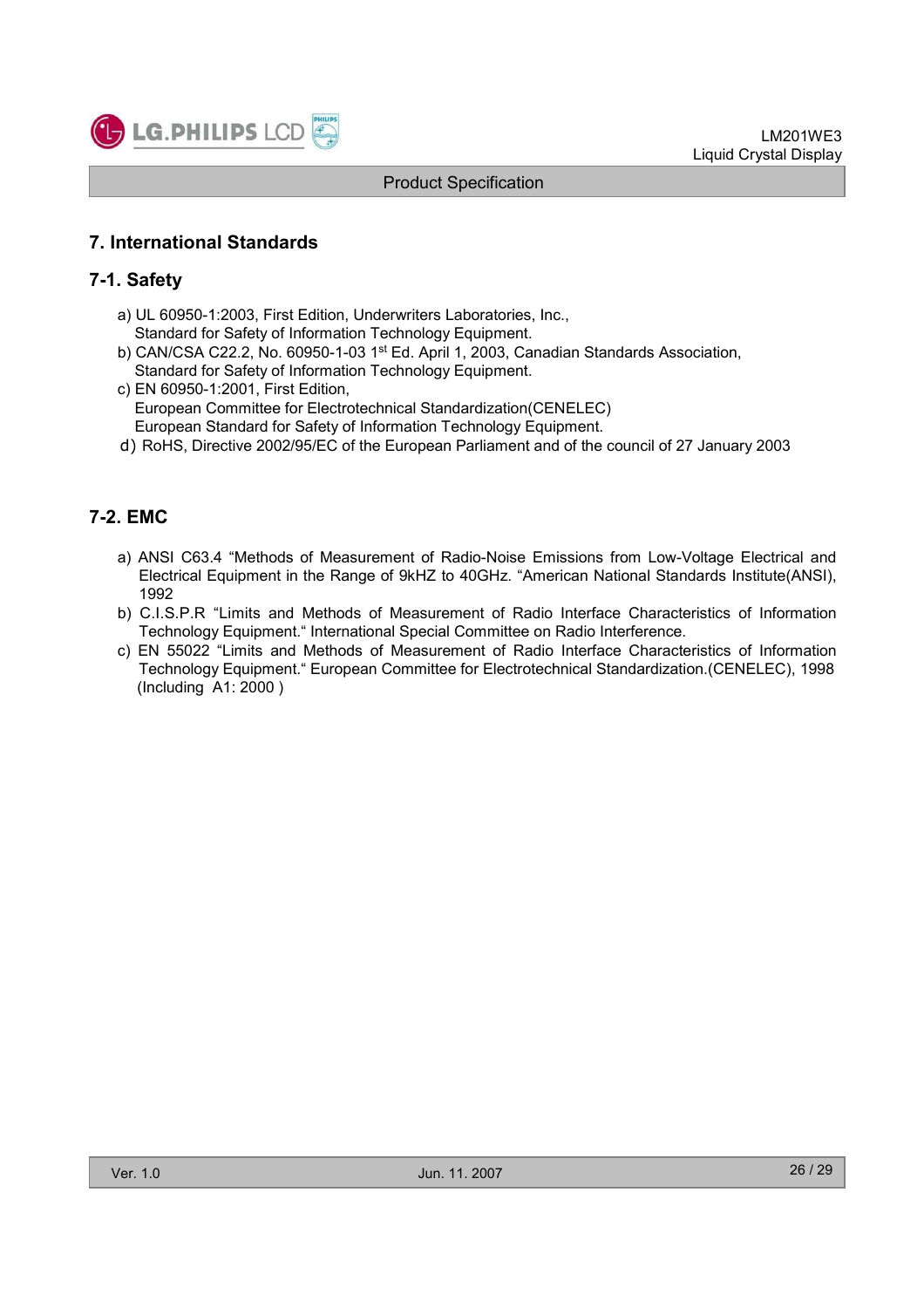## 7. International Standards

### 7-1. Safety

a) UL 60950-1:2003, First Edition, Underwriters Laboratories, Inc.,
   Standard for Safety of Information Technology Equipment.
b) CAN/CSA C22.2, No. 60950-1-03 1st Ed. April 1, 2003, Canadian Standards Association,
   Standard for Safety of Information Technology Equipment.
c) EN 60950-1:2001, First Edition,
   European Committee for Electrotechnical Standardization(CENELEC)
   European Standard for Safety of Information Technology Equipment.
d) RoHS, Directive 2002/95/EC of the European Parliament and of the council of 27 January 2003

### 7-2. EMC

a) ANSI C63.4 "Methods of Measurement of Radio-Noise Emissions from Low-Voltage Electrical and Electrical Equipment in the Range of 9kHZ to 40GHz. "American National Standards Institute(ANSI), 1992
b) C.I.S.P.R "Limits and Methods of Measurement of Radio Interface Characteristics of Information Technology Equipment." International Special Committee on Radio Interference.
c) EN 55022 "Limits and Methods of Measurement of Radio Interface Characteristics of Information Technology Equipment." European Committee for Electrotechnical Standardization.(CENELEC), 1998 (Including A1: 2000 )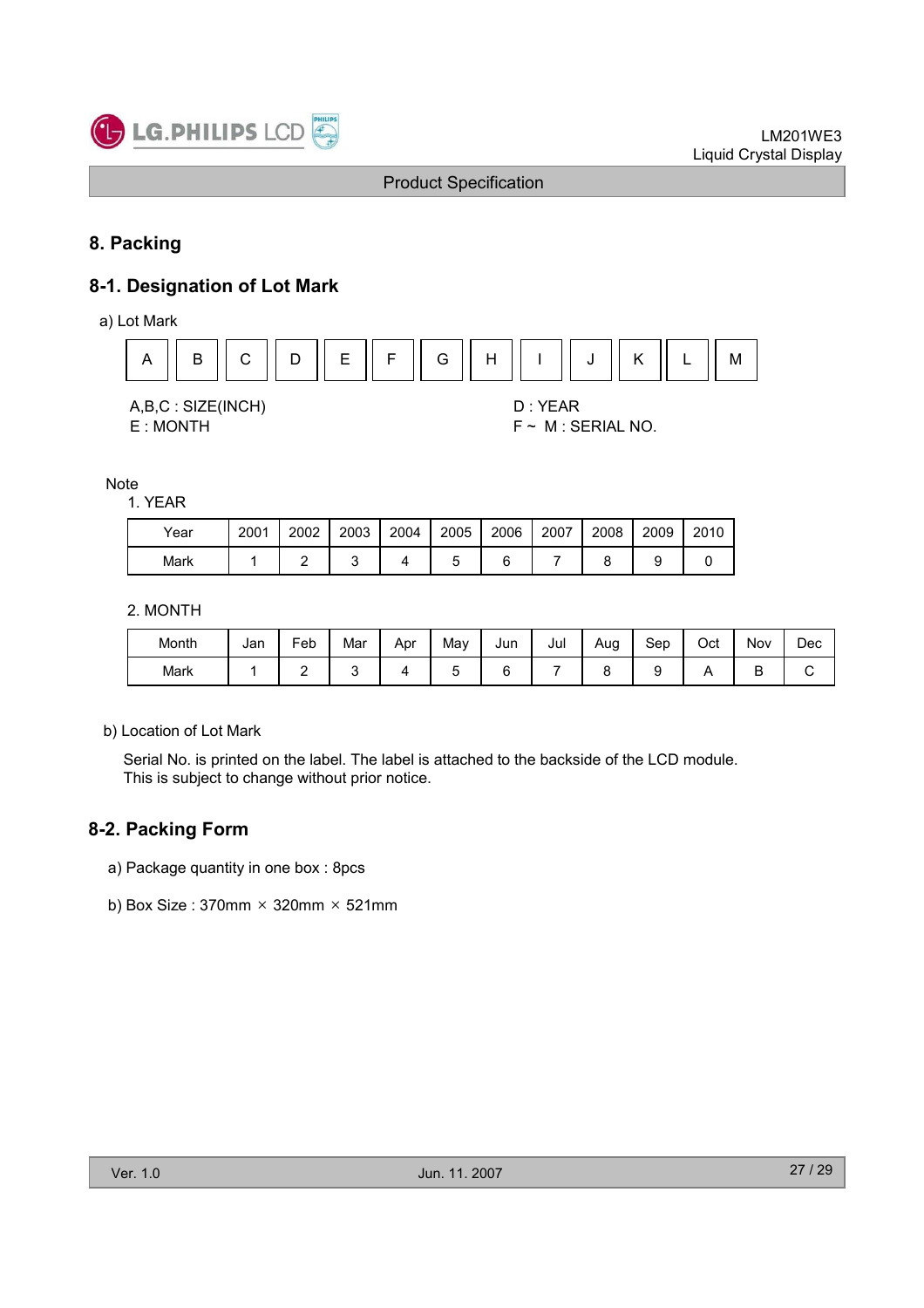## 8. Packing

### 8-1. Designation of Lot Mark

a) Lot Mark

| A | B | C | D | E | F | G | H | I | J | K | L | M |
|---|---|---|---|---|---|---|---|---|---|---|---|---|

A,B,C : SIZE(INCH)
D : YEAR
E : MONTH
F ~ M : SERIAL NO.

Note

1. YEAR

| Year | 2001 | 2002 | 2003 | 2004 | 2005 | 2006 | 2007 | 2008 | 2009 | 2010 |
|---|---|---|---|---|---|---|---|---|---|---|
| Mark | 1 | 2 | 3 | 4 | 5 | 6 | 7 | 8 | 9 | 0 |

2. MONTH

| Month | Jan | Feb | Mar | Apr | May | Jun | Jul | Aug | Sep | Oct | Nov | Dec |
|---|---|---|---|---|---|---|---|---|---|---|---|---|
| Mark | 1 | 2 | 3 | 4 | 5 | 6 | 7 | 8 | 9 | A | B | C |

b) Location of Lot Mark

Serial No. is printed on the label. The label is attached to the backside of the LCD module.
This is subject to change without prior notice.

### 8-2. Packing Form

a) Package quantity in one box : 8pcs

b) Box Size : 370mm × 320mm × 521mm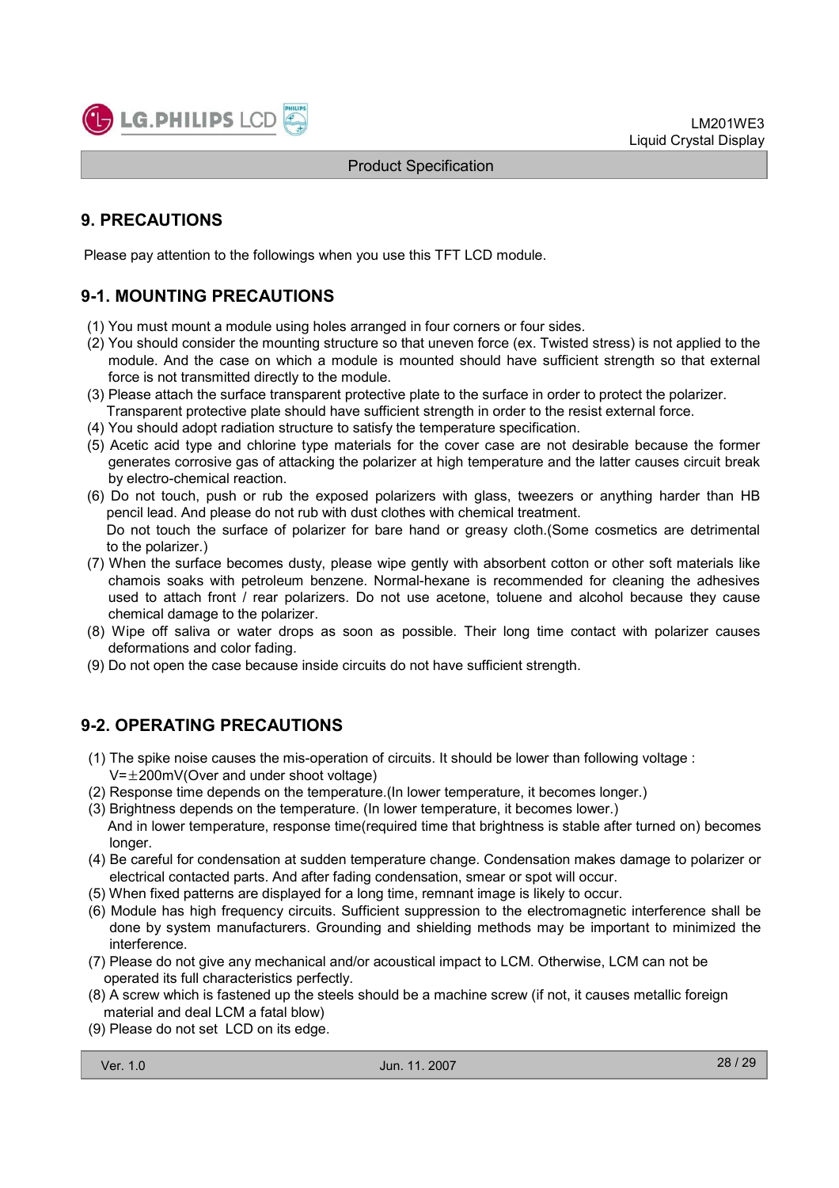## 9. PRECAUTIONS

Please pay attention to the followings when you use this TFT LCD module.

### 9-1. MOUNTING PRECAUTIONS

(1) You must mount a module using holes arranged in four corners or four sides.
(2) You should consider the mounting structure so that uneven force (ex. Twisted stress) is not applied to the module. And the case on which a module is mounted should have sufficient strength so that external force is not transmitted directly to the module.
(3) Please attach the surface transparent protective plate to the surface in order to protect the polarizer. Transparent protective plate should have sufficient strength in order to the resist external force.
(4) You should adopt radiation structure to satisfy the temperature specification.
(5) Acetic acid type and chlorine type materials for the cover case are not desirable because the former generates corrosive gas of attacking the polarizer at high temperature and the latter causes circuit break by electro-chemical reaction.
(6) Do not touch, push or rub the exposed polarizers with glass, tweezers or anything harder than HB pencil lead. And please do not rub with dust clothes with chemical treatment. Do not touch the surface of polarizer for bare hand or greasy cloth.(Some cosmetics are detrimental to the polarizer.)
(7) When the surface becomes dusty, please wipe gently with absorbent cotton or other soft materials like chamois soaks with petroleum benzene. Normal-hexane is recommended for cleaning the adhesives used to attach front / rear polarizers. Do not use acetone, toluene and alcohol because they cause chemical damage to the polarizer.
(8) Wipe off saliva or water drops as soon as possible. Their long time contact with polarizer causes deformations and color fading.
(9) Do not open the case because inside circuits do not have sufficient strength.

### 9-2. OPERATING PRECAUTIONS

(1) The spike noise causes the mis-operation of circuits. It should be lower than following voltage : V=±200mV(Over and under shoot voltage)
(2) Response time depends on the temperature.(In lower temperature, it becomes longer.)
(3) Brightness depends on the temperature. (In lower temperature, it becomes lower.) And in lower temperature, response time(required time that brightness is stable after turned on) becomes longer.
(4) Be careful for condensation at sudden temperature change. Condensation makes damage to polarizer or electrical contacted parts. And after fading condensation, smear or spot will occur.
(5) When fixed patterns are displayed for a long time, remnant image is likely to occur.
(6) Module has high frequency circuits. Sufficient suppression to the electromagnetic interference shall be done by system manufacturers. Grounding and shielding methods may be important to minimized the interference.
(7) Please do not give any mechanical and/or acoustical impact to LCM. Otherwise, LCM can not be operated its full characteristics perfectly.
(8) A screw which is fastened up the steels should be a machine screw (if not, it causes metallic foreign material and deal LCM a fatal blow)
(9) Please do not set LCD on its edge.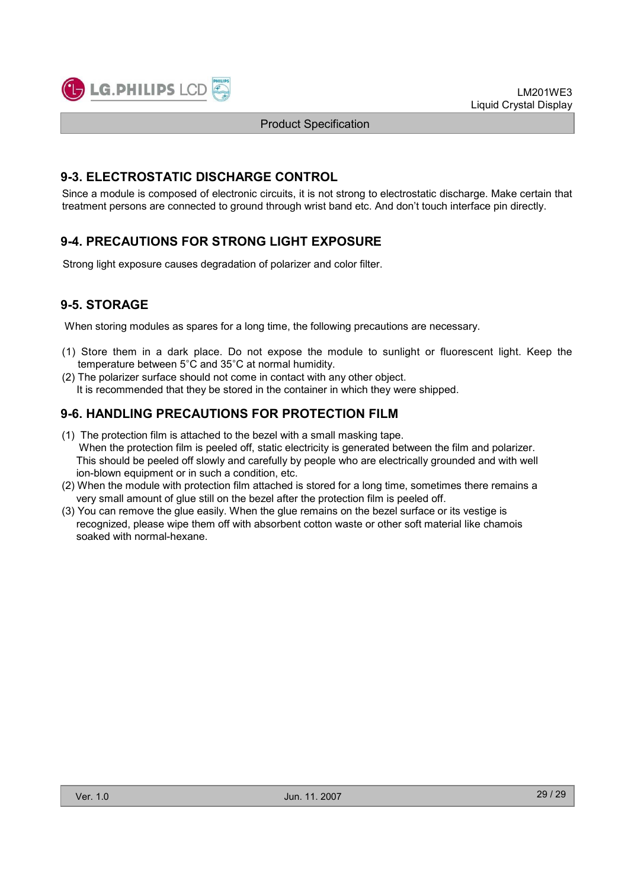## 9-3. ELECTROSTATIC DISCHARGE CONTROL

Since a module is composed of electronic circuits, it is not strong to electrostatic discharge. Make certain that treatment persons are connected to ground through wrist band etc. And don't touch interface pin directly.

## 9-4. PRECAUTIONS FOR STRONG LIGHT EXPOSURE

Strong light exposure causes degradation of polarizer and color filter.

## 9-5. STORAGE

When storing modules as spares for a long time, the following precautions are necessary.

(1) Store them in a dark place. Do not expose the module to sunlight or fluorescent light. Keep the temperature between 5°C and 35°C at normal humidity.
(2) The polarizer surface should not come in contact with any other object.
It is recommended that they be stored in the container in which they were shipped.

## 9-6. HANDLING PRECAUTIONS FOR PROTECTION FILM

(1) The protection film is attached to the bezel with a small masking tape.
When the protection film is peeled off, static electricity is generated between the film and polarizer. This should be peeled off slowly and carefully by people who are electrically grounded and with well ion-blown equipment or in such a condition, etc.
(2) When the module with protection film attached is stored for a long time, sometimes there remains a very small amount of glue still on the bezel after the protection film is peeled off.
(3) You can remove the glue easily. When the glue remains on the bezel surface or its vestige is recognized, please wipe them off with absorbent cotton waste or other soft material like chamois soaked with normal-hexane.